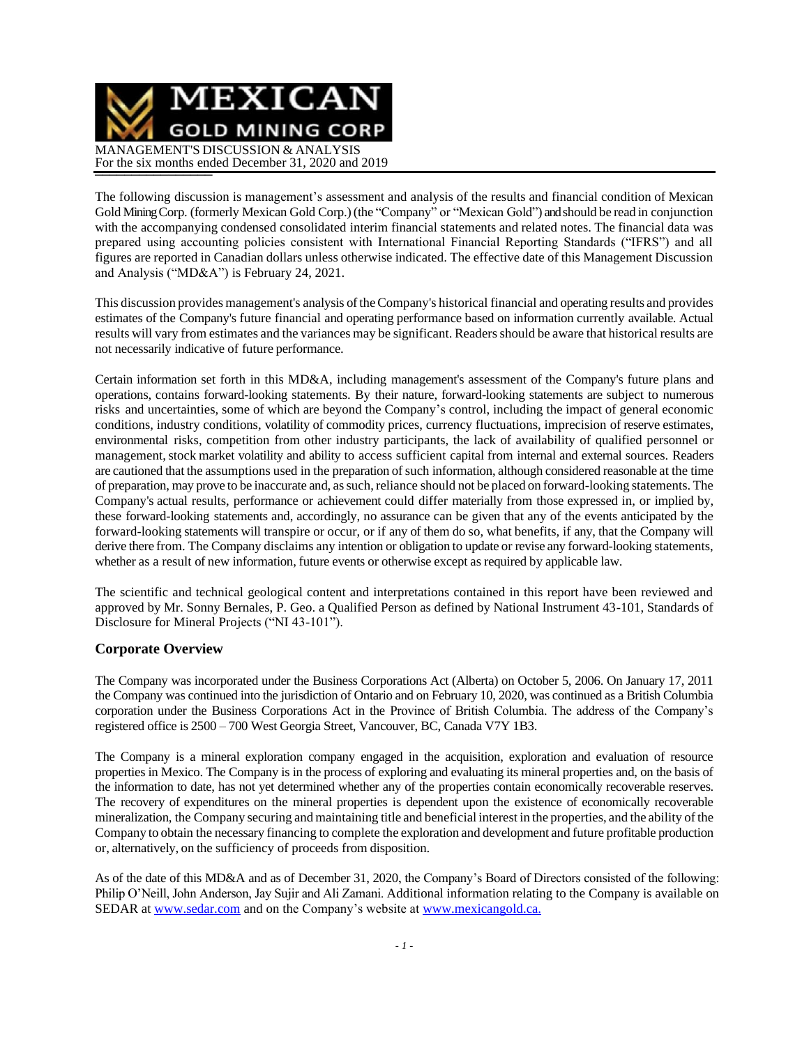# MEXICAN GOLD MINING CORP

MANAGEMENT'S DISCUSSION & ANALYSIS
For the six months ended December 31, 2020 and 2019

The following discussion is management's assessment and analysis of the results and financial condition of Mexican Gold Mining Corp. (formerly Mexican Gold Corp.) (the "Company" or "Mexican Gold") and should be read in conjunction with the accompanying condensed consolidated interim financial statements and related notes. The financial data was prepared using accounting policies consistent with International Financial Reporting Standards ("IFRS") and all figures are reported in Canadian dollars unless otherwise indicated. The effective date of this Management Discussion and Analysis ("MD&A") is February 24, 2021.

This discussion provides management's analysis of the Company's historical financial and operating results and provides estimates of the Company's future financial and operating performance based on information currently available. Actual results will vary from estimates and the variances may be significant. Readers should be aware that historical results are not necessarily indicative of future performance.

Certain information set forth in this MD&A, including management's assessment of the Company's future plans and operations, contains forward-looking statements. By their nature, forward-looking statements are subject to numerous risks and uncertainties, some of which are beyond the Company's control, including the impact of general economic conditions, industry conditions, volatility of commodity prices, currency fluctuations, imprecision of reserve estimates, environmental risks, competition from other industry participants, the lack of availability of qualified personnel or management, stock market volatility and ability to access sufficient capital from internal and external sources. Readers are cautioned that the assumptions used in the preparation of such information, although considered reasonable at the time of preparation, may prove to be inaccurate and, as such, reliance should not be placed on forward-looking statements. The Company's actual results, performance or achievement could differ materially from those expressed in, or implied by, these forward-looking statements and, accordingly, no assurance can be given that any of the events anticipated by the forward-looking statements will transpire or occur, or if any of them do so, what benefits, if any, that the Company will derive there from. The Company disclaims any intention or obligation to update or revise any forward-looking statements, whether as a result of new information, future events or otherwise except as required by applicable law.

The scientific and technical geological content and interpretations contained in this report have been reviewed and approved by Mr. Sonny Bernales, P. Geo. a Qualified Person as defined by National Instrument 43-101, Standards of Disclosure for Mineral Projects ("NI 43-101").

## Corporate Overview

The Company was incorporated under the Business Corporations Act (Alberta) on October 5, 2006. On January 17, 2011 the Company was continued into the jurisdiction of Ontario and on February 10, 2020, was continued as a British Columbia corporation under the Business Corporations Act in the Province of British Columbia. The address of the Company's registered office is 2500 – 700 West Georgia Street, Vancouver, BC, Canada V7Y 1B3.

The Company is a mineral exploration company engaged in the acquisition, exploration and evaluation of resource properties in Mexico. The Company is in the process of exploring and evaluating its mineral properties and, on the basis of the information to date, has not yet determined whether any of the properties contain economically recoverable reserves. The recovery of expenditures on the mineral properties is dependent upon the existence of economically recoverable mineralization, the Company securing and maintaining title and beneficial interest in the properties, and the ability of the Company to obtain the necessary financing to complete the exploration and development and future profitable production or, alternatively, on the sufficiency of proceeds from disposition.

As of the date of this MD&A and as of December 31, 2020, the Company's Board of Directors consisted of the following: Philip O'Neill, John Anderson, Jay Sujir and Ali Zamani. Additional information relating to the Company is available on SEDAR at www.sedar.com and on the Company's website at www.mexicangold.ca.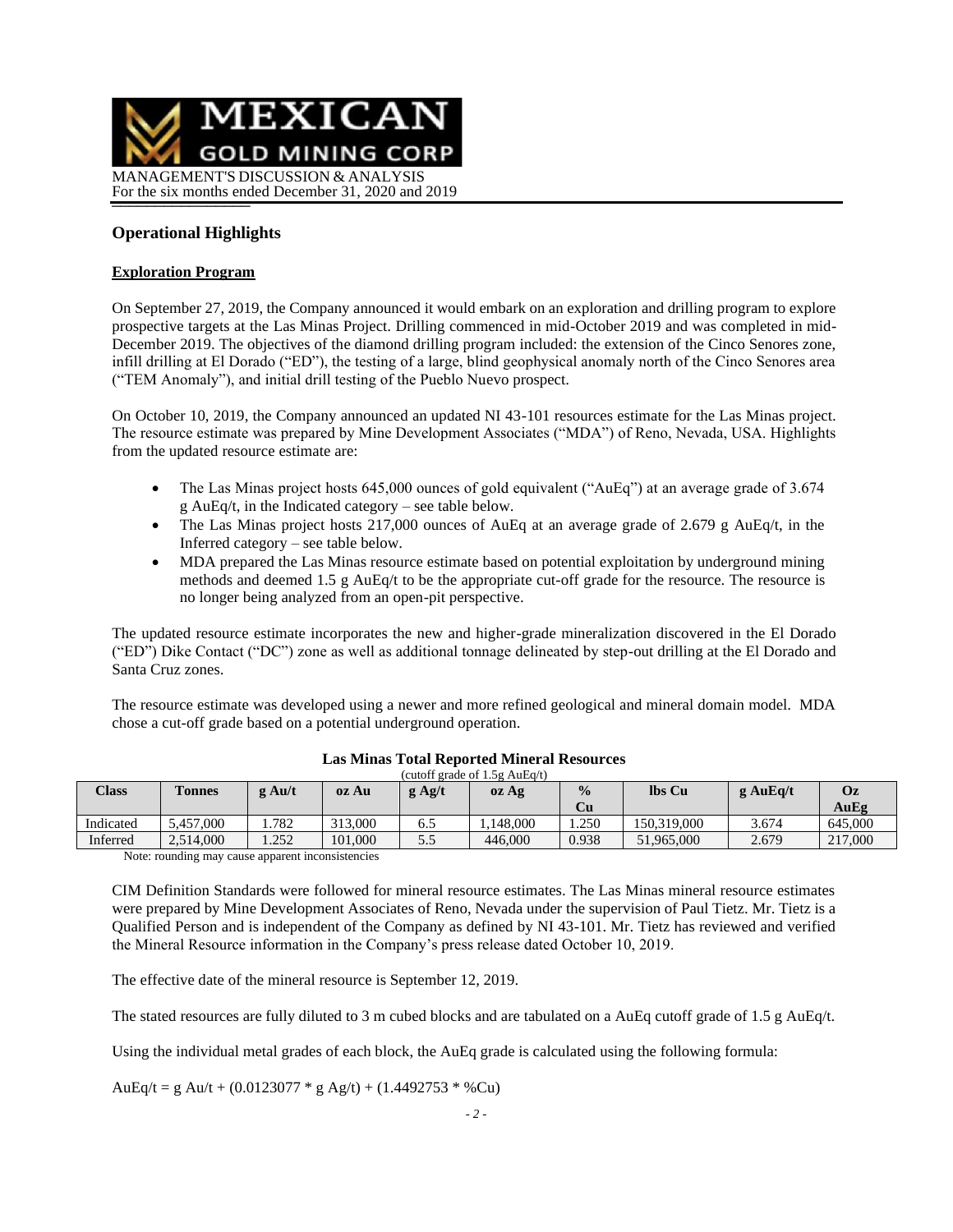## Operational Highlights

### Exploration Program

On September 27, 2019, the Company announced it would embark on an exploration and drilling program to explore prospective targets at the Las Minas Project. Drilling commenced in mid-October 2019 and was completed in mid-December 2019. The objectives of the diamond drilling program included: the extension of the Cinco Senores zone, infill drilling at El Dorado ("ED"), the testing of a large, blind geophysical anomaly north of the Cinco Senores area ("TEM Anomaly"), and initial drill testing of the Pueblo Nuevo prospect.

On October 10, 2019, the Company announced an updated NI 43-101 resources estimate for the Las Minas project. The resource estimate was prepared by Mine Development Associates ("MDA") of Reno, Nevada, USA. Highlights from the updated resource estimate are:

- The Las Minas project hosts 645,000 ounces of gold equivalent ("AuEq") at an average grade of 3.674 g AuEq/t, in the Indicated category – see table below.
- The Las Minas project hosts 217,000 ounces of AuEq at an average grade of 2.679 g AuEq/t, in the Inferred category – see table below.
- MDA prepared the Las Minas resource estimate based on potential exploitation by underground mining methods and deemed 1.5 g AuEq/t to be the appropriate cut-off grade for the resource. The resource is no longer being analyzed from an open-pit perspective.

The updated resource estimate incorporates the new and higher-grade mineralization discovered in the El Dorado ("ED") Dike Contact ("DC") zone as well as additional tonnage delineated by step-out drilling at the El Dorado and Santa Cruz zones.

The resource estimate was developed using a newer and more refined geological and mineral domain model. MDA chose a cut-off grade based on a potential underground operation.

**Las Minas Total Reported Mineral Resources**

(cutoff grade of 1.5g AuEq/t)

| Class | Tonnes | g Au/t | oz Au | g Ag/t | oz Ag | % Cu | lbs Cu | g AuEq/t | Oz AuEg |
|---|---|---|---|---|---|---|---|---|---|
| Indicated | 5,457,000 | 1.782 | 313,000 | 6.5 | 1,148,000 | 1.250 | 150,319,000 | 3.674 | 645,000 |
| Inferred | 2,514,000 | 1.252 | 101,000 | 5.5 | 446,000 | 0.938 | 51,965,000 | 2.679 | 217,000 |

Note: rounding may cause apparent inconsistencies

CIM Definition Standards were followed for mineral resource estimates. The Las Minas mineral resource estimates were prepared by Mine Development Associates of Reno, Nevada under the supervision of Paul Tietz. Mr. Tietz is a Qualified Person and is independent of the Company as defined by NI 43-101. Mr. Tietz has reviewed and verified the Mineral Resource information in the Company's press release dated October 10, 2019.

The effective date of the mineral resource is September 12, 2019.

The stated resources are fully diluted to 3 m cubed blocks and are tabulated on a AuEq cutoff grade of 1.5 g AuEq/t.

Using the individual metal grades of each block, the AuEq grade is calculated using the following formula:

AuEq/t = g Au/t + (0.0123077 * g Ag/t) + (1.4492753 * %Cu)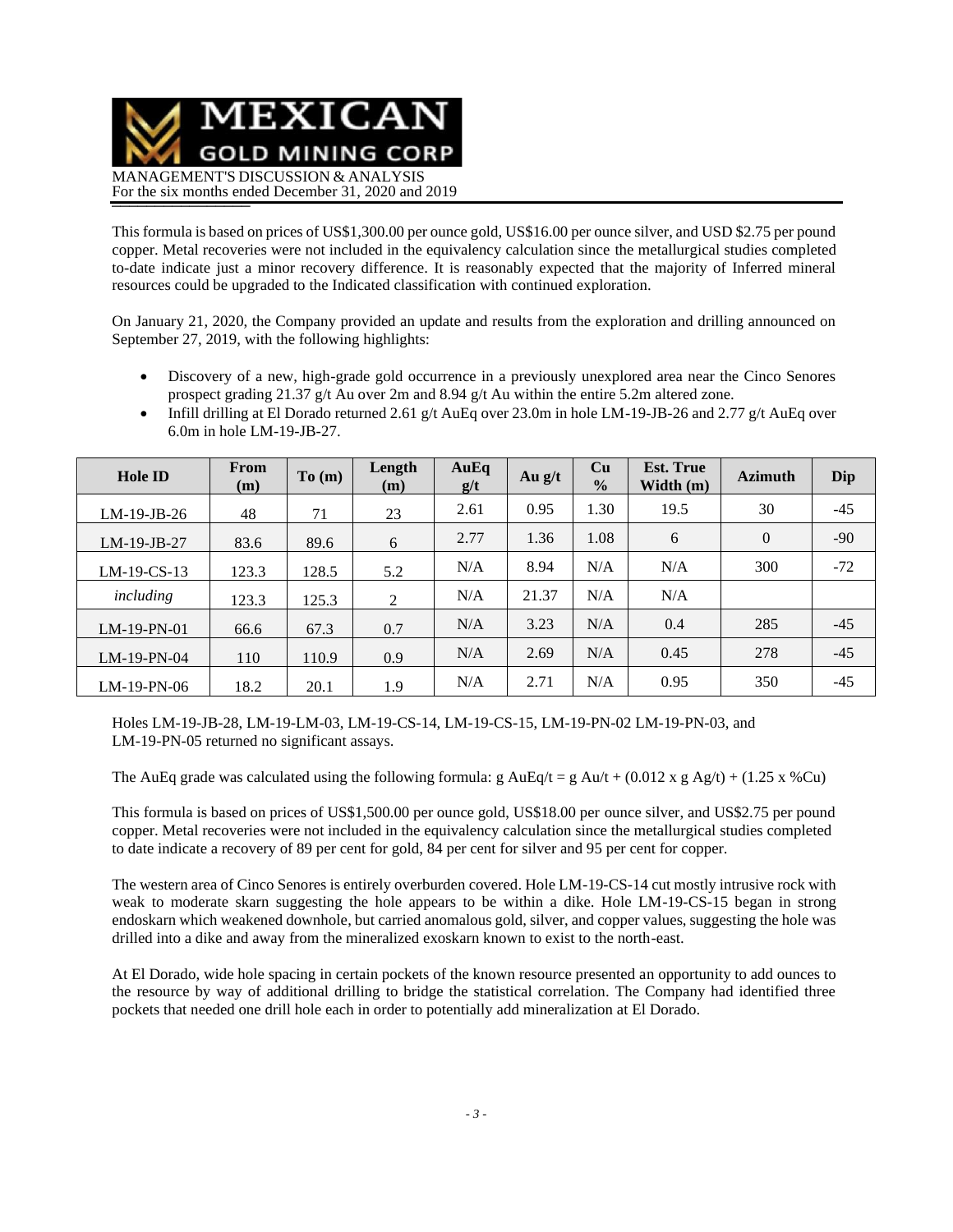This formula is based on prices of US$1,300.00 per ounce gold, US$16.00 per ounce silver, and USD $2.75 per pound copper. Metal recoveries were not included in the equivalency calculation since the metallurgical studies completed to-date indicate just a minor recovery difference. It is reasonably expected that the majority of Inferred mineral resources could be upgraded to the Indicated classification with continued exploration.

On January 21, 2020, the Company provided an update and results from the exploration and drilling announced on September 27, 2019, with the following highlights:

- Discovery of a new, high-grade gold occurrence in a previously unexplored area near the Cinco Senores prospect grading 21.37 g/t Au over 2m and 8.94 g/t Au within the entire 5.2m altered zone.
- Infill drilling at El Dorado returned 2.61 g/t AuEq over 23.0m in hole LM-19-JB-26 and 2.77 g/t AuEq over 6.0m in hole LM-19-JB-27.

| Hole ID | From (m) | To (m) | Length (m) | AuEq g/t | Au g/t | Cu % | Est. True Width (m) | Azimuth | Dip |
|---|---|---|---|---|---|---|---|---|---|
| LM-19-JB-26 | 48 | 71 | 23 | 2.61 | 0.95 | 1.30 | 19.5 | 30 | -45 |
| LM-19-JB-27 | 83.6 | 89.6 | 6 | 2.77 | 1.36 | 1.08 | 6 | 0 | -90 |
| LM-19-CS-13 | 123.3 | 128.5 | 5.2 | N/A | 8.94 | N/A | N/A | 300 | -72 |
| *including* | 123.3 | 125.3 | 2 | N/A | 21.37 | N/A | N/A | | |
| LM-19-PN-01 | 66.6 | 67.3 | 0.7 | N/A | 3.23 | N/A | 0.4 | 285 | -45 |
| LM-19-PN-04 | 110 | 110.9 | 0.9 | N/A | 2.69 | N/A | 0.45 | 278 | -45 |
| LM-19-PN-06 | 18.2 | 20.1 | 1.9 | N/A | 2.71 | N/A | 0.95 | 350 | -45 |

Holes LM-19-JB-28, LM-19-LM-03, LM-19-CS-14, LM-19-CS-15, LM-19-PN-02 LM-19-PN-03, and LM-19-PN-05 returned no significant assays.

The AuEq grade was calculated using the following formula: g AuEq/t = g Au/t + (0.012 x g Ag/t) + (1.25 x %Cu)

This formula is based on prices of US$1,500.00 per ounce gold, US$18.00 per ounce silver, and US$2.75 per pound copper. Metal recoveries were not included in the equivalency calculation since the metallurgical studies completed to date indicate a recovery of 89 per cent for gold, 84 per cent for silver and 95 per cent for copper.

The western area of Cinco Senores is entirely overburden covered. Hole LM-19-CS-14 cut mostly intrusive rock with weak to moderate skarn suggesting the hole appears to be within a dike. Hole LM-19-CS-15 began in strong endoskarn which weakened downhole, but carried anomalous gold, silver, and copper values, suggesting the hole was drilled into a dike and away from the mineralized exoskarn known to exist to the north-east.

At El Dorado, wide hole spacing in certain pockets of the known resource presented an opportunity to add ounces to the resource by way of additional drilling to bridge the statistical correlation. The Company had identified three pockets that needed one drill hole each in order to potentially add mineralization at El Dorado.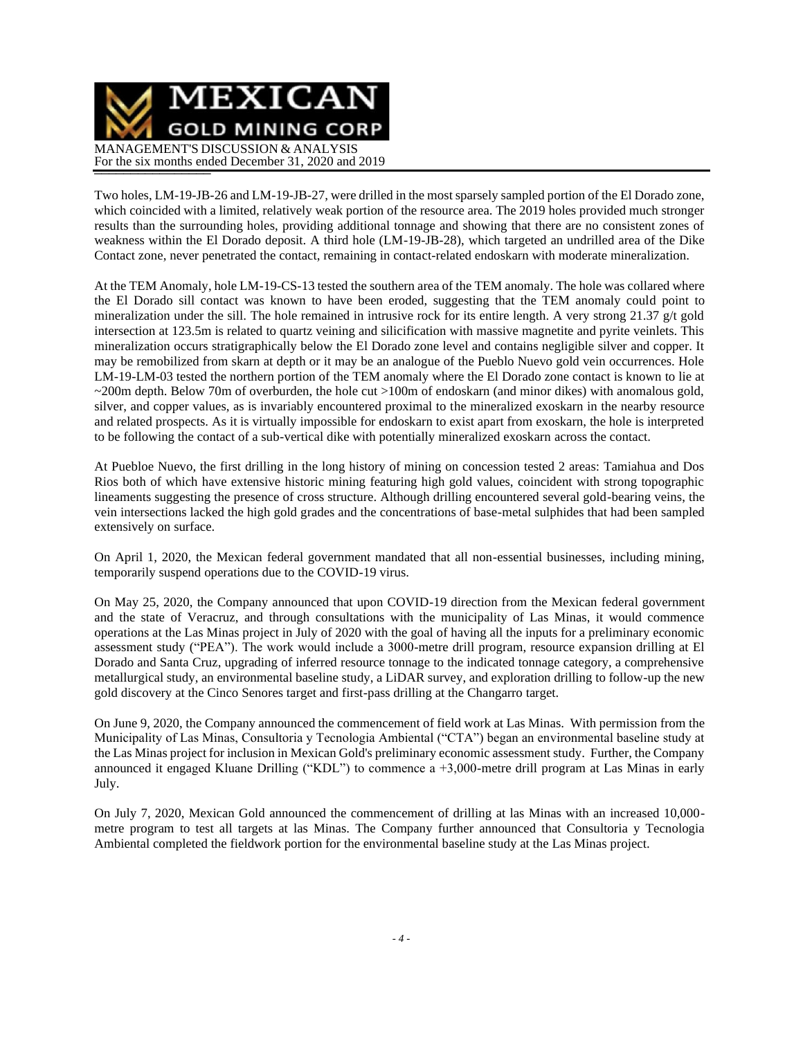Two holes, LM-19-JB-26 and LM-19-JB-27, were drilled in the most sparsely sampled portion of the El Dorado zone, which coincided with a limited, relatively weak portion of the resource area. The 2019 holes provided much stronger results than the surrounding holes, providing additional tonnage and showing that there are no consistent zones of weakness within the El Dorado deposit. A third hole (LM-19-JB-28), which targeted an undrilled area of the Dike Contact zone, never penetrated the contact, remaining in contact-related endoskarn with moderate mineralization.

At the TEM Anomaly, hole LM-19-CS-13 tested the southern area of the TEM anomaly. The hole was collared where the El Dorado sill contact was known to have been eroded, suggesting that the TEM anomaly could point to mineralization under the sill. The hole remained in intrusive rock for its entire length. A very strong 21.37 g/t gold intersection at 123.5m is related to quartz veining and silicification with massive magnetite and pyrite veinlets. This mineralization occurs stratigraphically below the El Dorado zone level and contains negligible silver and copper. It may be remobilized from skarn at depth or it may be an analogue of the Pueblo Nuevo gold vein occurrences. Hole LM-19-LM-03 tested the northern portion of the TEM anomaly where the El Dorado zone contact is known to lie at ~200m depth. Below 70m of overburden, the hole cut >100m of endoskarn (and minor dikes) with anomalous gold, silver, and copper values, as is invariably encountered proximal to the mineralized exoskarn in the nearby resource and related prospects. As it is virtually impossible for endoskarn to exist apart from exoskarn, the hole is interpreted to be following the contact of a sub-vertical dike with potentially mineralized exoskarn across the contact.

At Puebloe Nuevo, the first drilling in the long history of mining on concession tested 2 areas: Tamiahua and Dos Rios both of which have extensive historic mining featuring high gold values, coincident with strong topographic lineaments suggesting the presence of cross structure. Although drilling encountered several gold-bearing veins, the vein intersections lacked the high gold grades and the concentrations of base-metal sulphides that had been sampled extensively on surface.

On April 1, 2020, the Mexican federal government mandated that all non-essential businesses, including mining, temporarily suspend operations due to the COVID-19 virus.

On May 25, 2020, the Company announced that upon COVID-19 direction from the Mexican federal government and the state of Veracruz, and through consultations with the municipality of Las Minas, it would commence operations at the Las Minas project in July of 2020 with the goal of having all the inputs for a preliminary economic assessment study ("PEA"). The work would include a 3000-metre drill program, resource expansion drilling at El Dorado and Santa Cruz, upgrading of inferred resource tonnage to the indicated tonnage category, a comprehensive metallurgical study, an environmental baseline study, a LiDAR survey, and exploration drilling to follow-up the new gold discovery at the Cinco Senores target and first-pass drilling at the Changarro target.

On June 9, 2020, the Company announced the commencement of field work at Las Minas. With permission from the Municipality of Las Minas, Consultoria y Tecnologia Ambiental ("CTA") began an environmental baseline study at the Las Minas project for inclusion in Mexican Gold's preliminary economic assessment study. Further, the Company announced it engaged Kluane Drilling ("KDL") to commence a +3,000-metre drill program at Las Minas in early July.

On July 7, 2020, Mexican Gold announced the commencement of drilling at las Minas with an increased 10,000-metre program to test all targets at las Minas. The Company further announced that Consultoria y Tecnologia Ambiental completed the fieldwork portion for the environmental baseline study at the Las Minas project.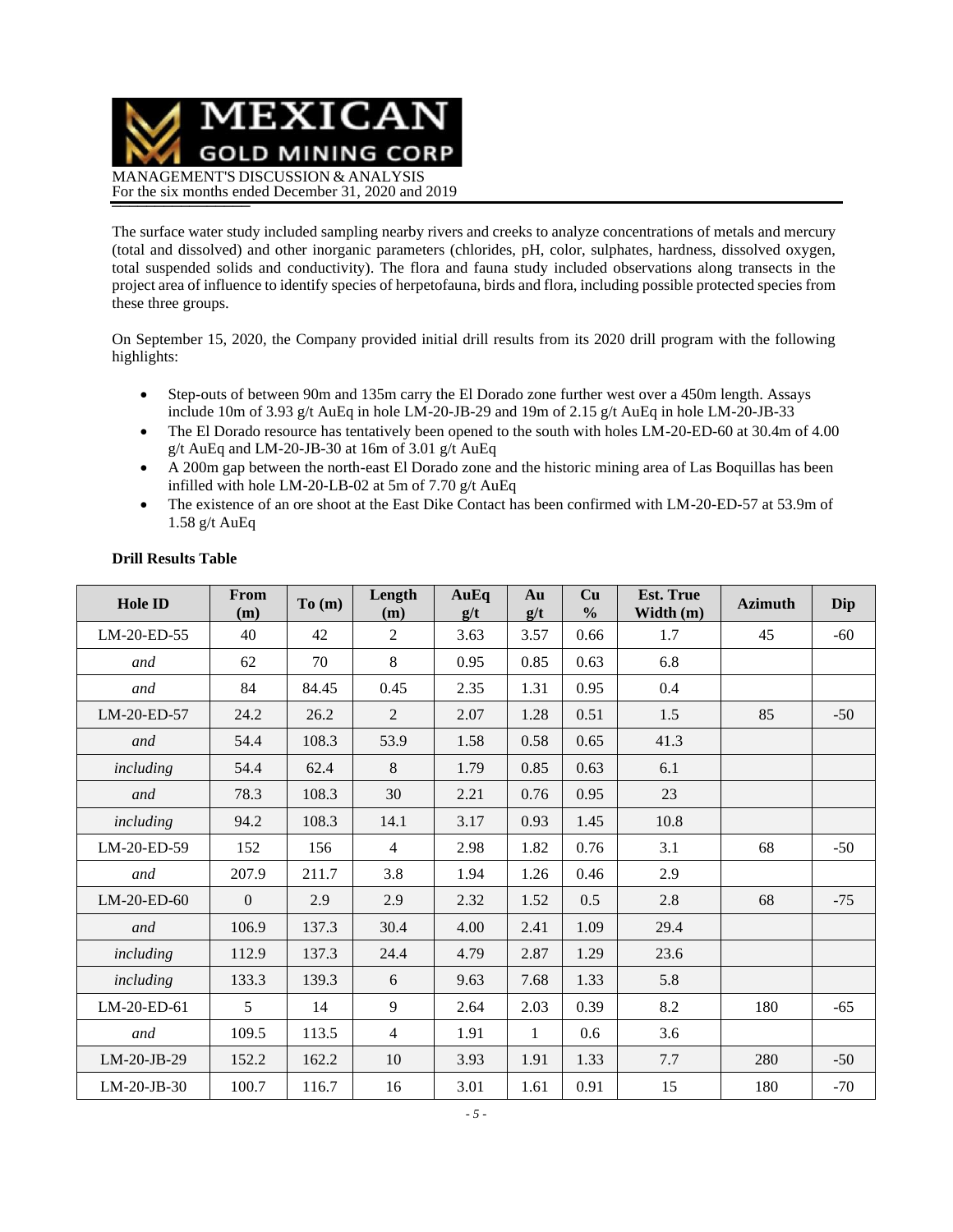The surface water study included sampling nearby rivers and creeks to analyze concentrations of metals and mercury (total and dissolved) and other inorganic parameters (chlorides, pH, color, sulphates, hardness, dissolved oxygen, total suspended solids and conductivity). The flora and fauna study included observations along transects in the project area of influence to identify species of herpetofauna, birds and flora, including possible protected species from these three groups.

On September 15, 2020, the Company provided initial drill results from its 2020 drill program with the following highlights:

- Step-outs of between 90m and 135m carry the El Dorado zone further west over a 450m length. Assays include 10m of 3.93 g/t AuEq in hole LM-20-JB-29 and 19m of 2.15 g/t AuEq in hole LM-20-JB-33
- The El Dorado resource has tentatively been opened to the south with holes LM-20-ED-60 at 30.4m of 4.00 g/t AuEq and LM-20-JB-30 at 16m of 3.01 g/t AuEq
- A 200m gap between the north-east El Dorado zone and the historic mining area of Las Boquillas has been infilled with hole LM-20-LB-02 at 5m of 7.70 g/t AuEq
- The existence of an ore shoot at the East Dike Contact has been confirmed with LM-20-ED-57 at 53.9m of 1.58 g/t AuEq

**Drill Results Table**

| Hole ID | From (m) | To (m) | Length (m) | AuEq g/t | Au g/t | Cu % | Est. True Width (m) | Azimuth | Dip |
|---|---|---|---|---|---|---|---|---|---|
| LM-20-ED-55 | 40 | 42 | 2 | 3.63 | 3.57 | 0.66 | 1.7 | 45 | -60 |
| *and* | 62 | 70 | 8 | 0.95 | 0.85 | 0.63 | 6.8 | | |
| *and* | 84 | 84.45 | 0.45 | 2.35 | 1.31 | 0.95 | 0.4 | | |
| LM-20-ED-57 | 24.2 | 26.2 | 2 | 2.07 | 1.28 | 0.51 | 1.5 | 85 | -50 |
| *and* | 54.4 | 108.3 | 53.9 | 1.58 | 0.58 | 0.65 | 41.3 | | |
| *including* | 54.4 | 62.4 | 8 | 1.79 | 0.85 | 0.63 | 6.1 | | |
| *and* | 78.3 | 108.3 | 30 | 2.21 | 0.76 | 0.95 | 23 | | |
| *including* | 94.2 | 108.3 | 14.1 | 3.17 | 0.93 | 1.45 | 10.8 | | |
| LM-20-ED-59 | 152 | 156 | 4 | 2.98 | 1.82 | 0.76 | 3.1 | 68 | -50 |
| *and* | 207.9 | 211.7 | 3.8 | 1.94 | 1.26 | 0.46 | 2.9 | | |
| LM-20-ED-60 | 0 | 2.9 | 2.9 | 2.32 | 1.52 | 0.5 | 2.8 | 68 | -75 |
| *and* | 106.9 | 137.3 | 30.4 | 4.00 | 2.41 | 1.09 | 29.4 | | |
| *including* | 112.9 | 137.3 | 24.4 | 4.79 | 2.87 | 1.29 | 23.6 | | |
| *including* | 133.3 | 139.3 | 6 | 9.63 | 7.68 | 1.33 | 5.8 | | |
| LM-20-ED-61 | 5 | 14 | 9 | 2.64 | 2.03 | 0.39 | 8.2 | 180 | -65 |
| *and* | 109.5 | 113.5 | 4 | 1.91 | 1 | 0.6 | 3.6 | | |
| LM-20-JB-29 | 152.2 | 162.2 | 10 | 3.93 | 1.91 | 1.33 | 7.7 | 280 | -50 |
| LM-20-JB-30 | 100.7 | 116.7 | 16 | 3.01 | 1.61 | 0.91 | 15 | 180 | -70 |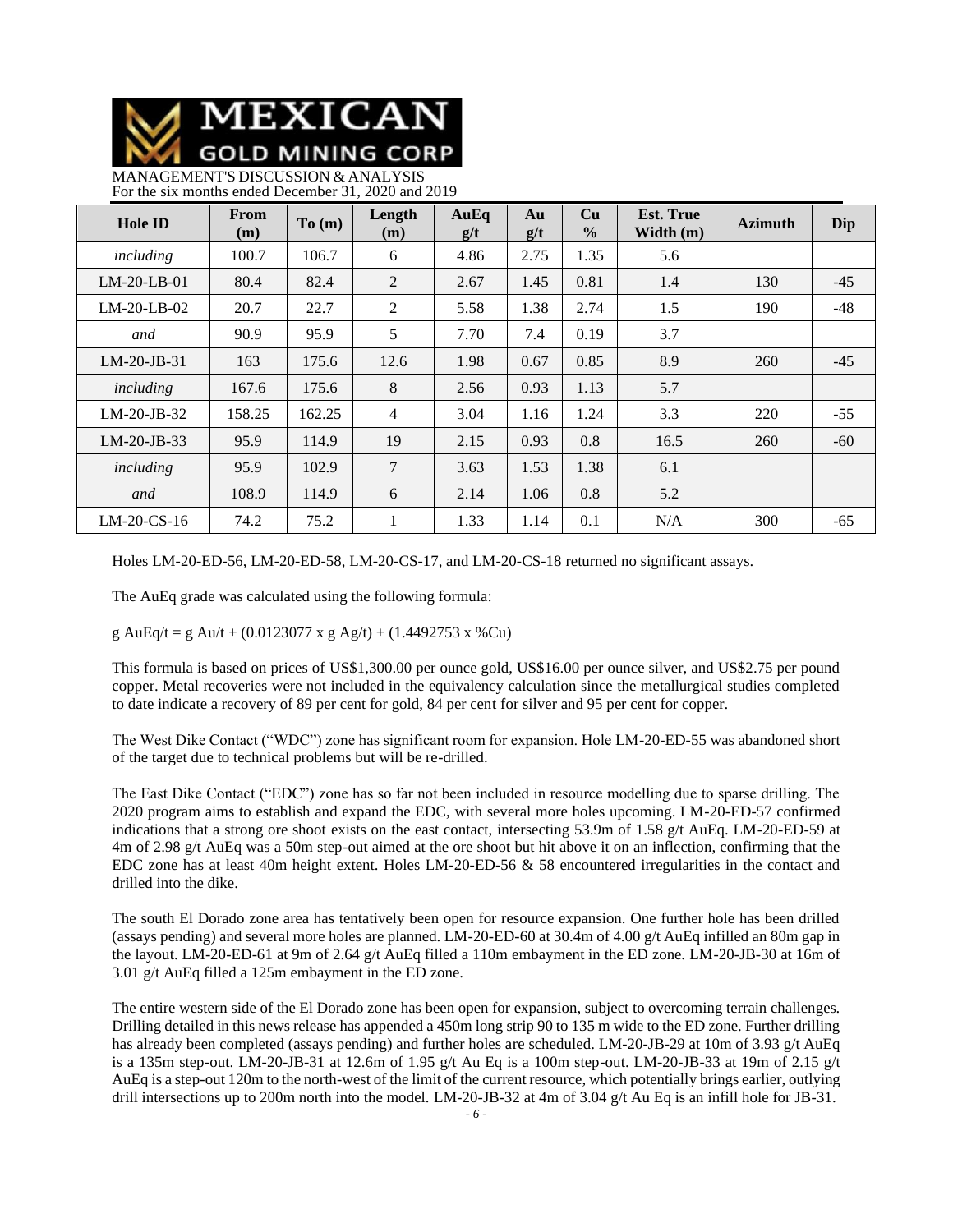| Hole ID | From (m) | To (m) | Length (m) | AuEq g/t | Au g/t | Cu % | Est. True Width (m) | Azimuth | Dip |
|---|---|---|---|---|---|---|---|---|---|
| *including* | 100.7 | 106.7 | 6 | 4.86 | 2.75 | 1.35 | 5.6 | | |
| LM-20-LB-01 | 80.4 | 82.4 | 2 | 2.67 | 1.45 | 0.81 | 1.4 | 130 | -45 |
| LM-20-LB-02 | 20.7 | 22.7 | 2 | 5.58 | 1.38 | 2.74 | 1.5 | 190 | -48 |
| *and* | 90.9 | 95.9 | 5 | 7.70 | 7.4 | 0.19 | 3.7 | | |
| LM-20-JB-31 | 163 | 175.6 | 12.6 | 1.98 | 0.67 | 0.85 | 8.9 | 260 | -45 |
| *including* | 167.6 | 175.6 | 8 | 2.56 | 0.93 | 1.13 | 5.7 | | |
| LM-20-JB-32 | 158.25 | 162.25 | 4 | 3.04 | 1.16 | 1.24 | 3.3 | 220 | -55 |
| LM-20-JB-33 | 95.9 | 114.9 | 19 | 2.15 | 0.93 | 0.8 | 16.5 | 260 | -60 |
| *including* | 95.9 | 102.9 | 7 | 3.63 | 1.53 | 1.38 | 6.1 | | |
| *and* | 108.9 | 114.9 | 6 | 2.14 | 1.06 | 0.8 | 5.2 | | |
| LM-20-CS-16 | 74.2 | 75.2 | 1 | 1.33 | 1.14 | 0.1 | N/A | 300 | -65 |

Holes LM-20-ED-56, LM-20-ED-58, LM-20-CS-17, and LM-20-CS-18 returned no significant assays.

The AuEq grade was calculated using the following formula:

g AuEq/t = g Au/t + (0.0123077 x g Ag/t) + (1.4492753 x %Cu)

This formula is based on prices of US$1,300.00 per ounce gold, US$16.00 per ounce silver, and US$2.75 per pound copper. Metal recoveries were not included in the equivalency calculation since the metallurgical studies completed to date indicate a recovery of 89 per cent for gold, 84 per cent for silver and 95 per cent for copper.

The West Dike Contact ("WDC") zone has significant room for expansion. Hole LM-20-ED-55 was abandoned short of the target due to technical problems but will be re-drilled.

The East Dike Contact ("EDC") zone has so far not been included in resource modelling due to sparse drilling. The 2020 program aims to establish and expand the EDC, with several more holes upcoming. LM-20-ED-57 confirmed indications that a strong ore shoot exists on the east contact, intersecting 53.9m of 1.58 g/t AuEq. LM-20-ED-59 at 4m of 2.98 g/t AuEq was a 50m step-out aimed at the ore shoot but hit above it on an inflection, confirming that the EDC zone has at least 40m height extent. Holes LM-20-ED-56 & 58 encountered irregularities in the contact and drilled into the dike.

The south El Dorado zone area has tentatively been open for resource expansion. One further hole has been drilled (assays pending) and several more holes are planned. LM-20-ED-60 at 30.4m of 4.00 g/t AuEq infilled an 80m gap in the layout. LM-20-ED-61 at 9m of 2.64 g/t AuEq filled a 110m embayment in the ED zone. LM-20-JB-30 at 16m of 3.01 g/t AuEq filled a 125m embayment in the ED zone.

The entire western side of the El Dorado zone has been open for expansion, subject to overcoming terrain challenges. Drilling detailed in this news release has appended a 450m long strip 90 to 135 m wide to the ED zone. Further drilling has already been completed (assays pending) and further holes are scheduled. LM-20-JB-29 at 10m of 3.93 g/t AuEq is a 135m step-out. LM-20-JB-31 at 12.6m of 1.95 g/t Au Eq is a 100m step-out. LM-20-JB-33 at 19m of 2.15 g/t AuEq is a step-out 120m to the north-west of the limit of the current resource, which potentially brings earlier, outlying drill intersections up to 200m north into the model. LM-20-JB-32 at 4m of 3.04 g/t Au Eq is an infill hole for JB-31.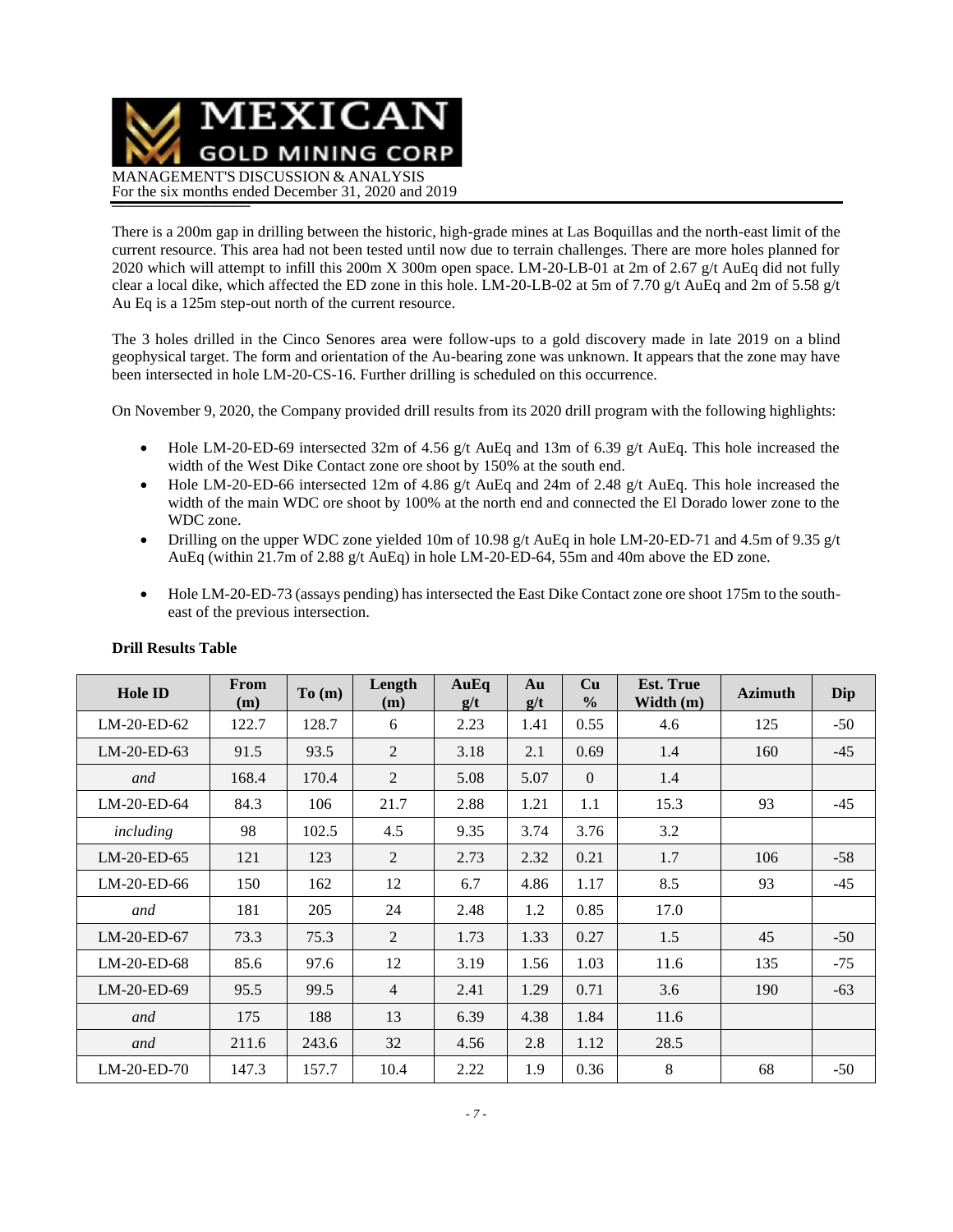There is a 200m gap in drilling between the historic, high-grade mines at Las Boquillas and the north-east limit of the current resource. This area had not been tested until now due to terrain challenges. There are more holes planned for 2020 which will attempt to infill this 200m X 300m open space. LM-20-LB-01 at 2m of 2.67 g/t AuEq did not fully clear a local dike, which affected the ED zone in this hole. LM-20-LB-02 at 5m of 7.70 g/t AuEq and 2m of 5.58 g/t Au Eq is a 125m step-out north of the current resource.

The 3 holes drilled in the Cinco Senores area were follow-ups to a gold discovery made in late 2019 on a blind geophysical target. The form and orientation of the Au-bearing zone was unknown. It appears that the zone may have been intersected in hole LM-20-CS-16. Further drilling is scheduled on this occurrence.

On November 9, 2020, the Company provided drill results from its 2020 drill program with the following highlights:

- Hole LM-20-ED-69 intersected 32m of 4.56 g/t AuEq and 13m of 6.39 g/t AuEq. This hole increased the width of the West Dike Contact zone ore shoot by 150% at the south end.
- Hole LM-20-ED-66 intersected 12m of 4.86 g/t AuEq and 24m of 2.48 g/t AuEq. This hole increased the width of the main WDC ore shoot by 100% at the north end and connected the El Dorado lower zone to the WDC zone.
- Drilling on the upper WDC zone yielded 10m of 10.98 g/t AuEq in hole LM-20-ED-71 and 4.5m of 9.35 g/t AuEq (within 21.7m of 2.88 g/t AuEq) in hole LM-20-ED-64, 55m and 40m above the ED zone.
- Hole LM-20-ED-73 (assays pending) has intersected the East Dike Contact zone ore shoot 175m to the south-east of the previous intersection.

**Drill Results Table**

| Hole ID | From (m) | To (m) | Length (m) | AuEq g/t | Au g/t | Cu % | Est. True Width (m) | Azimuth | Dip |
|---|---|---|---|---|---|---|---|---|---|
| LM-20-ED-62 | 122.7 | 128.7 | 6 | 2.23 | 1.41 | 0.55 | 4.6 | 125 | -50 |
| LM-20-ED-63 | 91.5 | 93.5 | 2 | 3.18 | 2.1 | 0.69 | 1.4 | 160 | -45 |
| *and* | 168.4 | 170.4 | 2 | 5.08 | 5.07 | 0 | 1.4 | | |
| LM-20-ED-64 | 84.3 | 106 | 21.7 | 2.88 | 1.21 | 1.1 | 15.3 | 93 | -45 |
| *including* | 98 | 102.5 | 4.5 | 9.35 | 3.74 | 3.76 | 3.2 | | |
| LM-20-ED-65 | 121 | 123 | 2 | 2.73 | 2.32 | 0.21 | 1.7 | 106 | -58 |
| LM-20-ED-66 | 150 | 162 | 12 | 6.7 | 4.86 | 1.17 | 8.5 | 93 | -45 |
| *and* | 181 | 205 | 24 | 2.48 | 1.2 | 0.85 | 17.0 | | |
| LM-20-ED-67 | 73.3 | 75.3 | 2 | 1.73 | 1.33 | 0.27 | 1.5 | 45 | -50 |
| LM-20-ED-68 | 85.6 | 97.6 | 12 | 3.19 | 1.56 | 1.03 | 11.6 | 135 | -75 |
| LM-20-ED-69 | 95.5 | 99.5 | 4 | 2.41 | 1.29 | 0.71 | 3.6 | 190 | -63 |
| *and* | 175 | 188 | 13 | 6.39 | 4.38 | 1.84 | 11.6 | | |
| *and* | 211.6 | 243.6 | 32 | 4.56 | 2.8 | 1.12 | 28.5 | | |
| LM-20-ED-70 | 147.3 | 157.7 | 10.4 | 2.22 | 1.9 | 0.36 | 8 | 68 | -50 |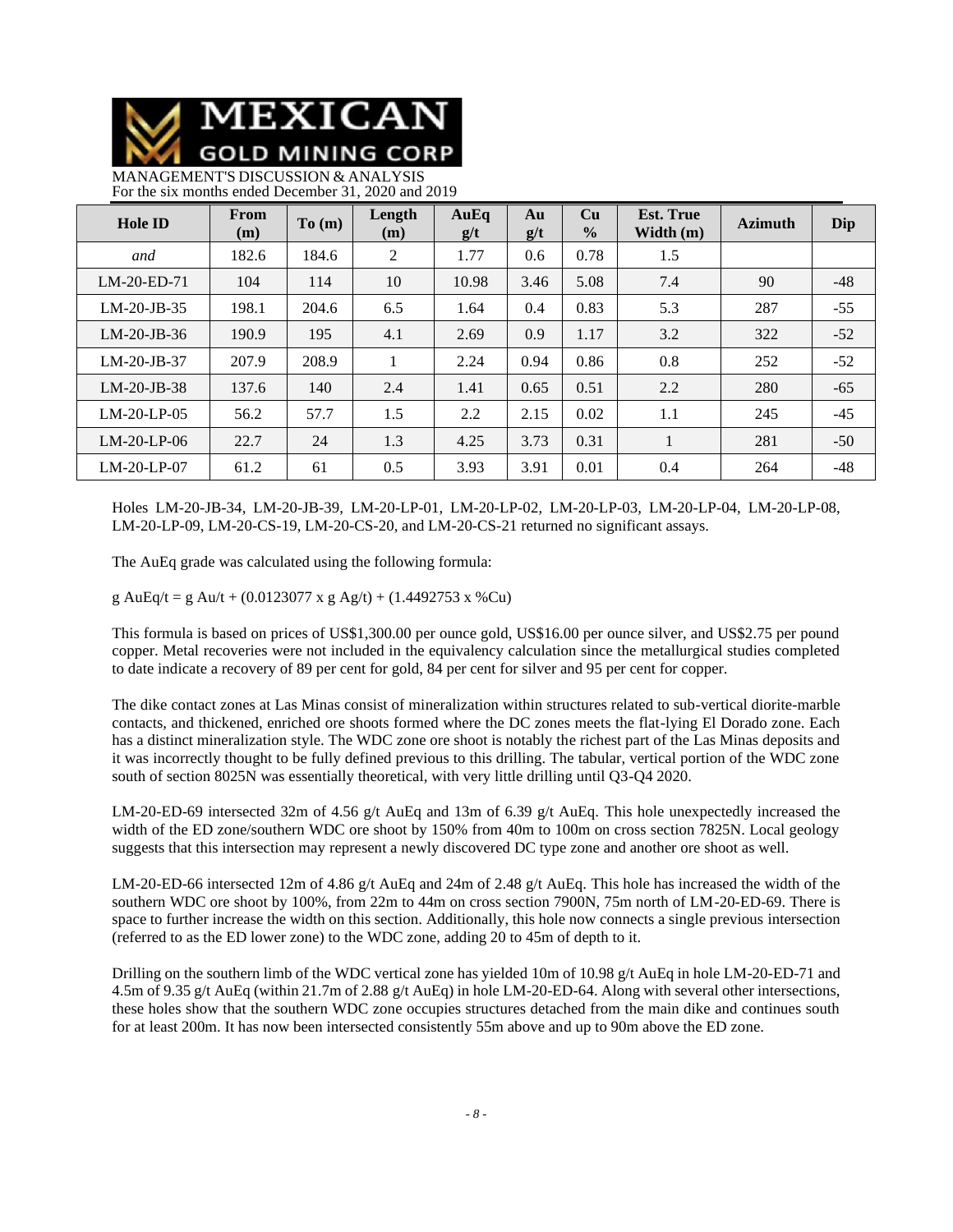| Hole ID | From (m) | To (m) | Length (m) | AuEq g/t | Au g/t | Cu % | Est. True Width (m) | Azimuth | Dip |
|---|---|---|---|---|---|---|---|---|---|
| *and* | 182.6 | 184.6 | 2 | 1.77 | 0.6 | 0.78 | 1.5 | | |
| LM-20-ED-71 | 104 | 114 | 10 | 10.98 | 3.46 | 5.08 | 7.4 | 90 | -48 |
| LM-20-JB-35 | 198.1 | 204.6 | 6.5 | 1.64 | 0.4 | 0.83 | 5.3 | 287 | -55 |
| LM-20-JB-36 | 190.9 | 195 | 4.1 | 2.69 | 0.9 | 1.17 | 3.2 | 322 | -52 |
| LM-20-JB-37 | 207.9 | 208.9 | 1 | 2.24 | 0.94 | 0.86 | 0.8 | 252 | -52 |
| LM-20-JB-38 | 137.6 | 140 | 2.4 | 1.41 | 0.65 | 0.51 | 2.2 | 280 | -65 |
| LM-20-LP-05 | 56.2 | 57.7 | 1.5 | 2.2 | 2.15 | 0.02 | 1.1 | 245 | -45 |
| LM-20-LP-06 | 22.7 | 24 | 1.3 | 4.25 | 3.73 | 0.31 | 1 | 281 | -50 |
| LM-20-LP-07 | 61.2 | 61 | 0.5 | 3.93 | 3.91 | 0.01 | 0.4 | 264 | -48 |

Holes LM-20-JB-34, LM-20-JB-39, LM-20-LP-01, LM-20-LP-02, LM-20-LP-03, LM-20-LP-04, LM-20-LP-08, LM-20-LP-09, LM-20-CS-19, LM-20-CS-20, and LM-20-CS-21 returned no significant assays.

The AuEq grade was calculated using the following formula:

g AuEq/t = g Au/t + (0.0123077 x g Ag/t) + (1.4492753 x %Cu)

This formula is based on prices of US$1,300.00 per ounce gold, US$16.00 per ounce silver, and US$2.75 per pound copper. Metal recoveries were not included in the equivalency calculation since the metallurgical studies completed to date indicate a recovery of 89 per cent for gold, 84 per cent for silver and 95 per cent for copper.

The dike contact zones at Las Minas consist of mineralization within structures related to sub-vertical diorite-marble contacts, and thickened, enriched ore shoots formed where the DC zones meets the flat-lying El Dorado zone. Each has a distinct mineralization style. The WDC zone ore shoot is notably the richest part of the Las Minas deposits and it was incorrectly thought to be fully defined previous to this drilling. The tabular, vertical portion of the WDC zone south of section 8025N was essentially theoretical, with very little drilling until Q3-Q4 2020.

LM-20-ED-69 intersected 32m of 4.56 g/t AuEq and 13m of 6.39 g/t AuEq. This hole unexpectedly increased the width of the ED zone/southern WDC ore shoot by 150% from 40m to 100m on cross section 7825N. Local geology suggests that this intersection may represent a newly discovered DC type zone and another ore shoot as well.

LM-20-ED-66 intersected 12m of 4.86 g/t AuEq and 24m of 2.48 g/t AuEq. This hole has increased the width of the southern WDC ore shoot by 100%, from 22m to 44m on cross section 7900N, 75m north of LM-20-ED-69. There is space to further increase the width on this section. Additionally, this hole now connects a single previous intersection (referred to as the ED lower zone) to the WDC zone, adding 20 to 45m of depth to it.

Drilling on the southern limb of the WDC vertical zone has yielded 10m of 10.98 g/t AuEq in hole LM-20-ED-71 and 4.5m of 9.35 g/t AuEq (within 21.7m of 2.88 g/t AuEq) in hole LM-20-ED-64. Along with several other intersections, these holes show that the southern WDC zone occupies structures detached from the main dike and continues south for at least 200m. It has now been intersected consistently 55m above and up to 90m above the ED zone.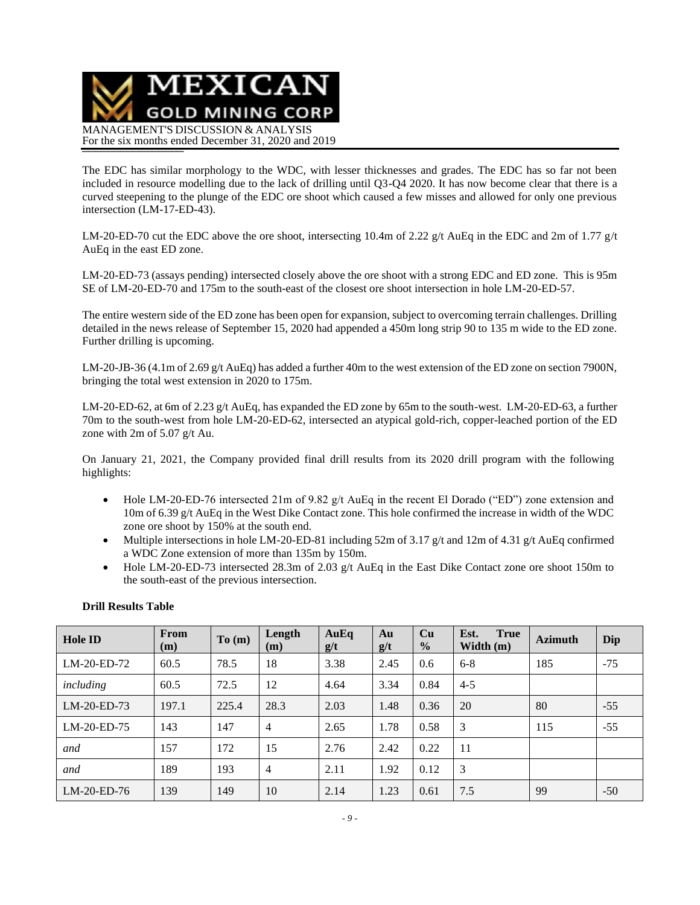The EDC has similar morphology to the WDC, with lesser thicknesses and grades. The EDC has so far not been included in resource modelling due to the lack of drilling until Q3-Q4 2020. It has now become clear that there is a curved steepening to the plunge of the EDC ore shoot which caused a few misses and allowed for only one previous intersection (LM-17-ED-43).

LM-20-ED-70 cut the EDC above the ore shoot, intersecting 10.4m of 2.22 g/t AuEq in the EDC and 2m of 1.77 g/t AuEq in the east ED zone.

LM-20-ED-73 (assays pending) intersected closely above the ore shoot with a strong EDC and ED zone. This is 95m SE of LM-20-ED-70 and 175m to the south-east of the closest ore shoot intersection in hole LM-20-ED-57.

The entire western side of the ED zone has been open for expansion, subject to overcoming terrain challenges. Drilling detailed in the news release of September 15, 2020 had appended a 450m long strip 90 to 135 m wide to the ED zone. Further drilling is upcoming.

LM-20-JB-36 (4.1m of 2.69 g/t AuEq) has added a further 40m to the west extension of the ED zone on section 7900N, bringing the total west extension in 2020 to 175m.

LM-20-ED-62, at 6m of 2.23 g/t AuEq, has expanded the ED zone by 65m to the south-west. LM-20-ED-63, a further 70m to the south-west from hole LM-20-ED-62, intersected an atypical gold-rich, copper-leached portion of the ED zone with 2m of 5.07 g/t Au.

On January 21, 2021, the Company provided final drill results from its 2020 drill program with the following highlights:

- Hole LM-20-ED-76 intersected 21m of 9.82 g/t AuEq in the recent El Dorado ("ED") zone extension and 10m of 6.39 g/t AuEq in the West Dike Contact zone. This hole confirmed the increase in width of the WDC zone ore shoot by 150% at the south end.
- Multiple intersections in hole LM-20-ED-81 including 52m of 3.17 g/t and 12m of 4.31 g/t AuEq confirmed a WDC Zone extension of more than 135m by 150m.
- Hole LM-20-ED-73 intersected 28.3m of 2.03 g/t AuEq in the East Dike Contact zone ore shoot 150m to the south-east of the previous intersection.

**Drill Results Table**

| Hole ID | From (m) | To (m) | Length (m) | AuEq g/t | Au g/t | Cu % | Est. True Width (m) | Azimuth | Dip |
|---|---|---|---|---|---|---|---|---|---|
| LM-20-ED-72 | 60.5 | 78.5 | 18 | 3.38 | 2.45 | 0.6 | 6-8 | 185 | -75 |
| *including* | 60.5 | 72.5 | 12 | 4.64 | 3.34 | 0.84 | 4-5 | | |
| LM-20-ED-73 | 197.1 | 225.4 | 28.3 | 2.03 | 1.48 | 0.36 | 20 | 80 | -55 |
| LM-20-ED-75 | 143 | 147 | 4 | 2.65 | 1.78 | 0.58 | 3 | 115 | -55 |
| *and* | 157 | 172 | 15 | 2.76 | 2.42 | 0.22 | 11 | | |
| *and* | 189 | 193 | 4 | 2.11 | 1.92 | 0.12 | 3 | | |
| LM-20-ED-76 | 139 | 149 | 10 | 2.14 | 1.23 | 0.61 | 7.5 | 99 | -50 |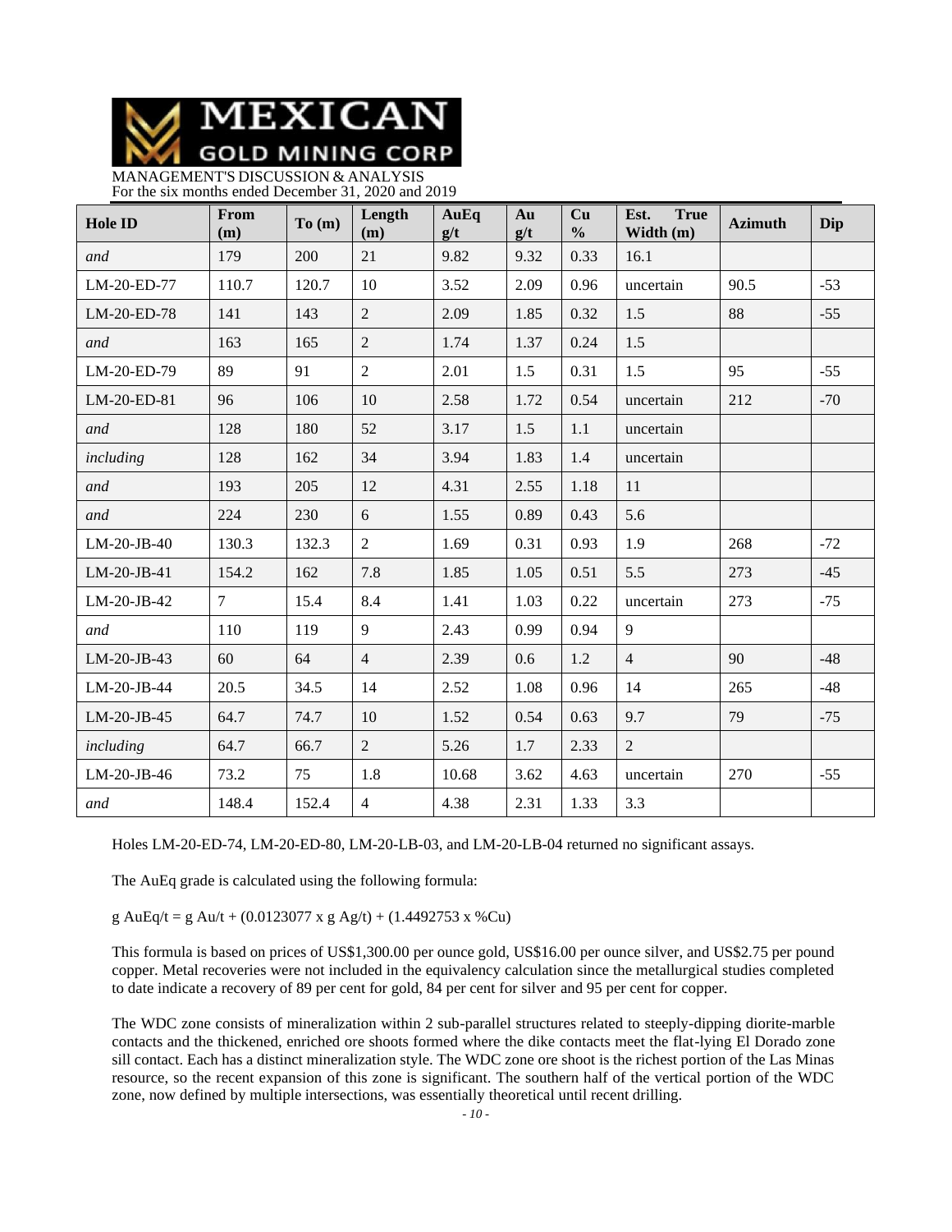| Hole ID | From (m) | To (m) | Length (m) | AuEq g/t | Au g/t | Cu % | Est. True Width (m) | Azimuth | Dip |
|---|---|---|---|---|---|---|---|---|---|
| *and* | 179 | 200 | 21 | 9.82 | 9.32 | 0.33 | 16.1 | | |
| LM-20-ED-77 | 110.7 | 120.7 | 10 | 3.52 | 2.09 | 0.96 | uncertain | 90.5 | -53 |
| LM-20-ED-78 | 141 | 143 | 2 | 2.09 | 1.85 | 0.32 | 1.5 | 88 | -55 |
| *and* | 163 | 165 | 2 | 1.74 | 1.37 | 0.24 | 1.5 | | |
| LM-20-ED-79 | 89 | 91 | 2 | 2.01 | 1.5 | 0.31 | 1.5 | 95 | -55 |
| LM-20-ED-81 | 96 | 106 | 10 | 2.58 | 1.72 | 0.54 | uncertain | 212 | -70 |
| *and* | 128 | 180 | 52 | 3.17 | 1.5 | 1.1 | uncertain | | |
| *including* | 128 | 162 | 34 | 3.94 | 1.83 | 1.4 | uncertain | | |
| *and* | 193 | 205 | 12 | 4.31 | 2.55 | 1.18 | 11 | | |
| *and* | 224 | 230 | 6 | 1.55 | 0.89 | 0.43 | 5.6 | | |
| LM-20-JB-40 | 130.3 | 132.3 | 2 | 1.69 | 0.31 | 0.93 | 1.9 | 268 | -72 |
| LM-20-JB-41 | 154.2 | 162 | 7.8 | 1.85 | 1.05 | 0.51 | 5.5 | 273 | -45 |
| LM-20-JB-42 | 7 | 15.4 | 8.4 | 1.41 | 1.03 | 0.22 | uncertain | 273 | -75 |
| *and* | 110 | 119 | 9 | 2.43 | 0.99 | 0.94 | 9 | | |
| LM-20-JB-43 | 60 | 64 | 4 | 2.39 | 0.6 | 1.2 | 4 | 90 | -48 |
| LM-20-JB-44 | 20.5 | 34.5 | 14 | 2.52 | 1.08 | 0.96 | 14 | 265 | -48 |
| LM-20-JB-45 | 64.7 | 74.7 | 10 | 1.52 | 0.54 | 0.63 | 9.7 | 79 | -75 |
| *including* | 64.7 | 66.7 | 2 | 5.26 | 1.7 | 2.33 | 2 | | |
| LM-20-JB-46 | 73.2 | 75 | 1.8 | 10.68 | 3.62 | 4.63 | uncertain | 270 | -55 |
| *and* | 148.4 | 152.4 | 4 | 4.38 | 2.31 | 1.33 | 3.3 | | |

Holes LM-20-ED-74, LM-20-ED-80, LM-20-LB-03, and LM-20-LB-04 returned no significant assays.

The AuEq grade is calculated using the following formula:

g AuEq/t = g Au/t + (0.0123077 x g Ag/t) + (1.4492753 x %Cu)

This formula is based on prices of US$1,300.00 per ounce gold, US$16.00 per ounce silver, and US$2.75 per pound copper. Metal recoveries were not included in the equivalency calculation since the metallurgical studies completed to date indicate a recovery of 89 per cent for gold, 84 per cent for silver and 95 per cent for copper.

The WDC zone consists of mineralization within 2 sub-parallel structures related to steeply-dipping diorite-marble contacts and the thickened, enriched ore shoots formed where the dike contacts meet the flat-lying El Dorado zone sill contact. Each has a distinct mineralization style. The WDC zone ore shoot is the richest portion of the Las Minas resource, so the recent expansion of this zone is significant. The southern half of the vertical portion of the WDC zone, now defined by multiple intersections, was essentially theoretical until recent drilling.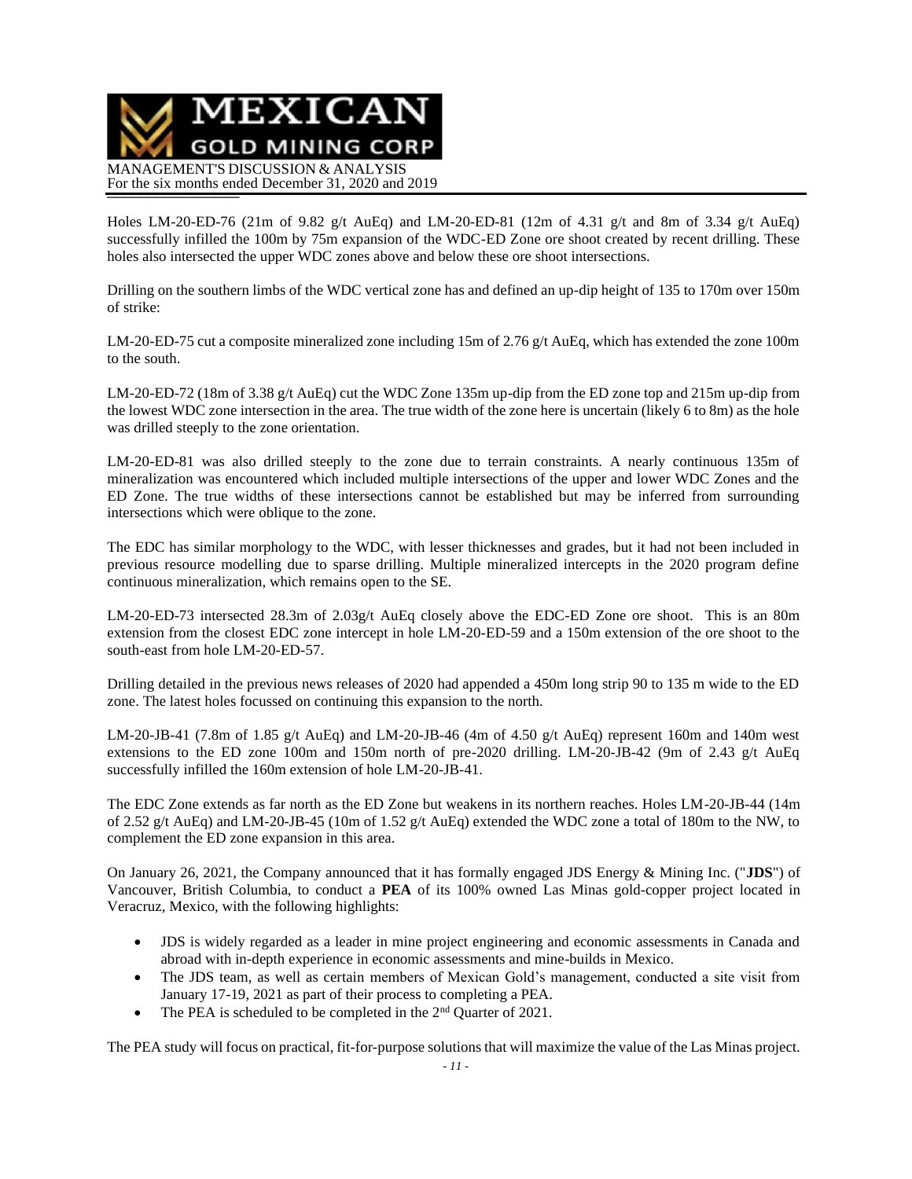Holes LM-20-ED-76 (21m of 9.82 g/t AuEq) and LM-20-ED-81 (12m of 4.31 g/t and 8m of 3.34 g/t AuEq) successfully infilled the 100m by 75m expansion of the WDC-ED Zone ore shoot created by recent drilling. These holes also intersected the upper WDC zones above and below these ore shoot intersections.

Drilling on the southern limbs of the WDC vertical zone has and defined an up-dip height of 135 to 170m over 150m of strike:

LM-20-ED-75 cut a composite mineralized zone including 15m of 2.76 g/t AuEq, which has extended the zone 100m to the south.

LM-20-ED-72 (18m of 3.38 g/t AuEq) cut the WDC Zone 135m up-dip from the ED zone top and 215m up-dip from the lowest WDC zone intersection in the area. The true width of the zone here is uncertain (likely 6 to 8m) as the hole was drilled steeply to the zone orientation.

LM-20-ED-81 was also drilled steeply to the zone due to terrain constraints. A nearly continuous 135m of mineralization was encountered which included multiple intersections of the upper and lower WDC Zones and the ED Zone. The true widths of these intersections cannot be established but may be inferred from surrounding intersections which were oblique to the zone.

The EDC has similar morphology to the WDC, with lesser thicknesses and grades, but it had not been included in previous resource modelling due to sparse drilling. Multiple mineralized intercepts in the 2020 program define continuous mineralization, which remains open to the SE.

LM-20-ED-73 intersected 28.3m of 2.03g/t AuEq closely above the EDC-ED Zone ore shoot. This is an 80m extension from the closest EDC zone intercept in hole LM-20-ED-59 and a 150m extension of the ore shoot to the south-east from hole LM-20-ED-57.

Drilling detailed in the previous news releases of 2020 had appended a 450m long strip 90 to 135 m wide to the ED zone. The latest holes focussed on continuing this expansion to the north.

LM-20-JB-41 (7.8m of 1.85 g/t AuEq) and LM-20-JB-46 (4m of 4.50 g/t AuEq) represent 160m and 140m west extensions to the ED zone 100m and 150m north of pre-2020 drilling. LM-20-JB-42 (9m of 2.43 g/t AuEq successfully infilled the 160m extension of hole LM-20-JB-41.

The EDC Zone extends as far north as the ED Zone but weakens in its northern reaches. Holes LM-20-JB-44 (14m of 2.52 g/t AuEq) and LM-20-JB-45 (10m of 1.52 g/t AuEq) extended the WDC zone a total of 180m to the NW, to complement the ED zone expansion in this area.

On January 26, 2021, the Company announced that it has formally engaged JDS Energy & Mining Inc. ("**JDS**") of Vancouver, British Columbia, to conduct a **PEA** of its 100% owned Las Minas gold-copper project located in Veracruz, Mexico, with the following highlights:

- JDS is widely regarded as a leader in mine project engineering and economic assessments in Canada and abroad with in-depth experience in economic assessments and mine-builds in Mexico.
- The JDS team, as well as certain members of Mexican Gold's management, conducted a site visit from January 17-19, 2021 as part of their process to completing a PEA.
- The PEA is scheduled to be completed in the 2nd Quarter of 2021.

The PEA study will focus on practical, fit-for-purpose solutions that will maximize the value of the Las Minas project.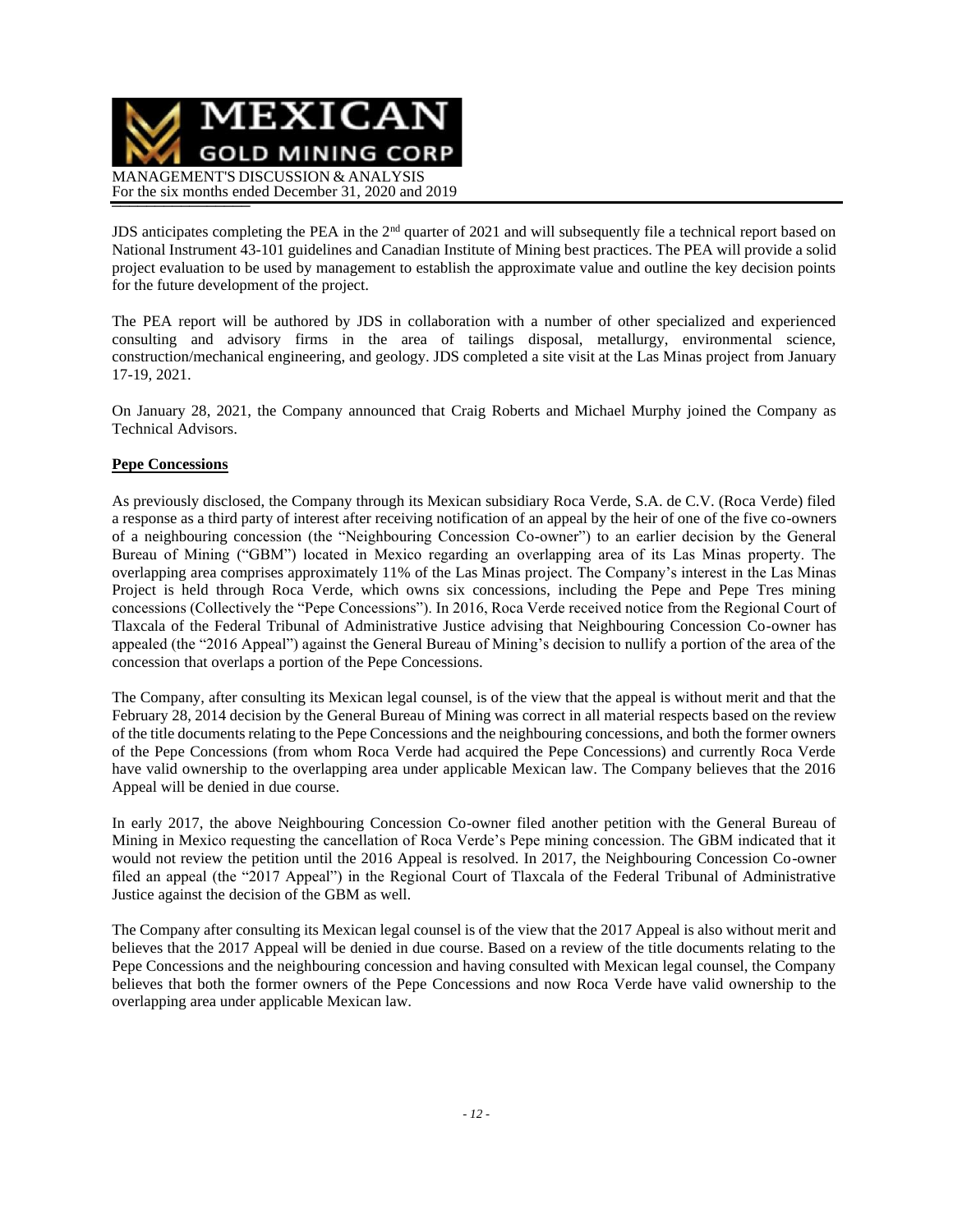JDS anticipates completing the PEA in the 2nd quarter of 2021 and will subsequently file a technical report based on National Instrument 43-101 guidelines and Canadian Institute of Mining best practices. The PEA will provide a solid project evaluation to be used by management to establish the approximate value and outline the key decision points for the future development of the project.

The PEA report will be authored by JDS in collaboration with a number of other specialized and experienced consulting and advisory firms in the area of tailings disposal, metallurgy, environmental science, construction/mechanical engineering, and geology. JDS completed a site visit at the Las Minas project from January 17-19, 2021.

On January 28, 2021, the Company announced that Craig Roberts and Michael Murphy joined the Company as Technical Advisors.

**Pepe Concessions**

As previously disclosed, the Company through its Mexican subsidiary Roca Verde, S.A. de C.V. (Roca Verde) filed a response as a third party of interest after receiving notification of an appeal by the heir of one of the five co-owners of a neighbouring concession (the "Neighbouring Concession Co-owner") to an earlier decision by the General Bureau of Mining ("GBM") located in Mexico regarding an overlapping area of its Las Minas property. The overlapping area comprises approximately 11% of the Las Minas project. The Company's interest in the Las Minas Project is held through Roca Verde, which owns six concessions, including the Pepe and Pepe Tres mining concessions (Collectively the "Pepe Concessions"). In 2016, Roca Verde received notice from the Regional Court of Tlaxcala of the Federal Tribunal of Administrative Justice advising that Neighbouring Concession Co-owner has appealed (the "2016 Appeal") against the General Bureau of Mining's decision to nullify a portion of the area of the concession that overlaps a portion of the Pepe Concessions.

The Company, after consulting its Mexican legal counsel, is of the view that the appeal is without merit and that the February 28, 2014 decision by the General Bureau of Mining was correct in all material respects based on the review of the title documents relating to the Pepe Concessions and the neighbouring concessions, and both the former owners of the Pepe Concessions (from whom Roca Verde had acquired the Pepe Concessions) and currently Roca Verde have valid ownership to the overlapping area under applicable Mexican law. The Company believes that the 2016 Appeal will be denied in due course.

In early 2017, the above Neighbouring Concession Co-owner filed another petition with the General Bureau of Mining in Mexico requesting the cancellation of Roca Verde's Pepe mining concession. The GBM indicated that it would not review the petition until the 2016 Appeal is resolved. In 2017, the Neighbouring Concession Co-owner filed an appeal (the "2017 Appeal") in the Regional Court of Tlaxcala of the Federal Tribunal of Administrative Justice against the decision of the GBM as well.

The Company after consulting its Mexican legal counsel is of the view that the 2017 Appeal is also without merit and believes that the 2017 Appeal will be denied in due course. Based on a review of the title documents relating to the Pepe Concessions and the neighbouring concession and having consulted with Mexican legal counsel, the Company believes that both the former owners of the Pepe Concessions and now Roca Verde have valid ownership to the overlapping area under applicable Mexican law.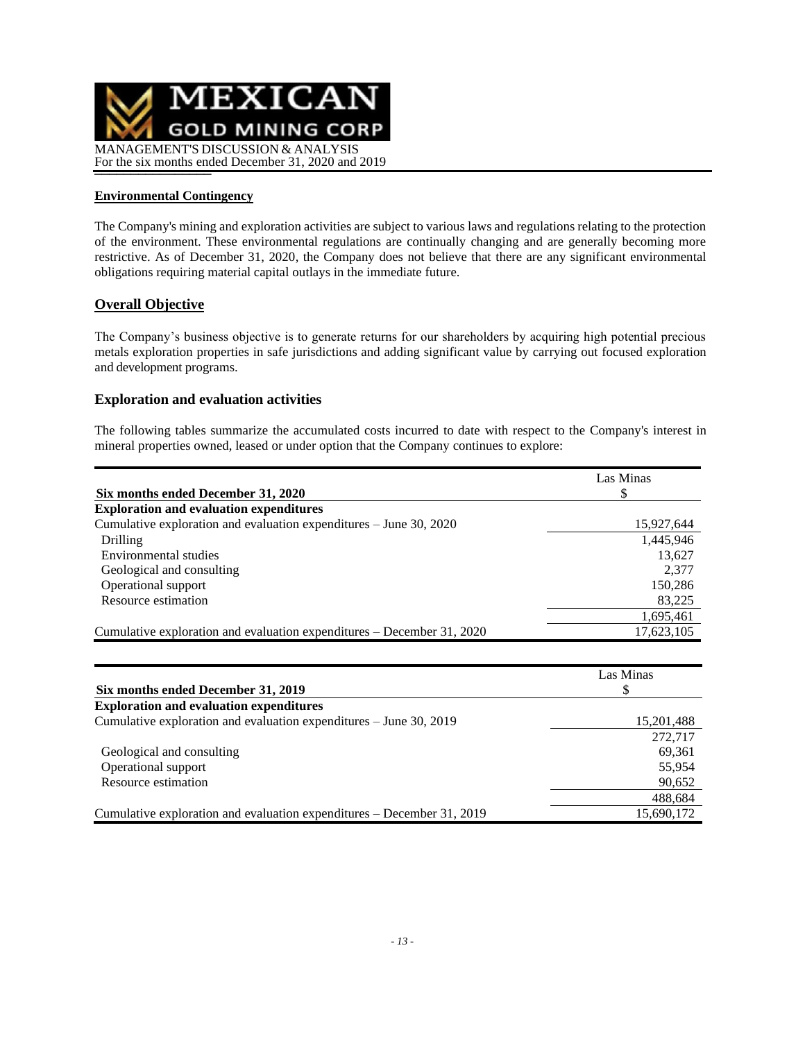## Environmental Contingency

The Company's mining and exploration activities are subject to various laws and regulations relating to the protection of the environment. These environmental regulations are continually changing and are generally becoming more restrictive. As of December 31, 2020, the Company does not believe that there are any significant environmental obligations requiring material capital outlays in the immediate future.

## Overall Objective

The Company's business objective is to generate returns for our shareholders by acquiring high potential precious metals exploration properties in safe jurisdictions and adding significant value by carrying out focused exploration and development programs.

## Exploration and evaluation activities

The following tables summarize the accumulated costs incurred to date with respect to the Company's interest in mineral properties owned, leased or under option that the Company continues to explore:

| Six months ended December 31, 2020 | Las Minas<br>$ |
|---|---|
| **Exploration and evaluation expenditures** | |
| Cumulative exploration and evaluation expenditures – June 30, 2020 | 15,927,644 |
| Drilling | 1,445,946 |
| Environmental studies | 13,627 |
| Geological and consulting | 2,377 |
| Operational support | 150,286 |
| Resource estimation | 83,225 |
| | 1,695,461 |
| Cumulative exploration and evaluation expenditures – December 31, 2020 | 17,623,105 |

| Six months ended December 31, 2019 | Las Minas<br>$ |
|---|---|
| **Exploration and evaluation expenditures** | |
| Cumulative exploration and evaluation expenditures – June 30, 2019 | 15,201,488 |
| | 272,717 |
| Geological and consulting | 69,361 |
| Operational support | 55,954 |
| Resource estimation | 90,652 |
| | 488,684 |
| Cumulative exploration and evaluation expenditures – December 31, 2019 | 15,690,172 |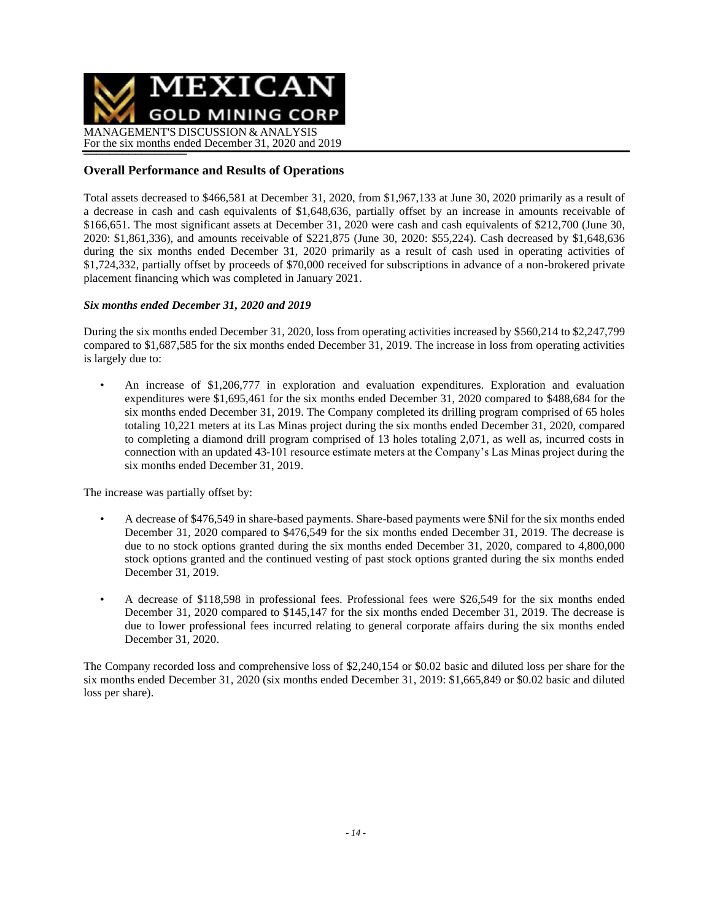## Overall Performance and Results of Operations

Total assets decreased to $466,581 at December 31, 2020, from $1,967,133 at June 30, 2020 primarily as a result of a decrease in cash and cash equivalents of $1,648,636, partially offset by an increase in amounts receivable of $166,651. The most significant assets at December 31, 2020 were cash and cash equivalents of $212,700 (June 30, 2020: $1,861,336), and amounts receivable of $221,875 (June 30, 2020: $55,224). Cash decreased by $1,648,636 during the six months ended December 31, 2020 primarily as a result of cash used in operating activities of $1,724,332, partially offset by proceeds of $70,000 received for subscriptions in advance of a non-brokered private placement financing which was completed in January 2021.

### *Six months ended December 31, 2020 and 2019*

During the six months ended December 31, 2020, loss from operating activities increased by $560,214 to $2,247,799 compared to $1,687,585 for the six months ended December 31, 2019. The increase in loss from operating activities is largely due to:

- An increase of $1,206,777 in exploration and evaluation expenditures. Exploration and evaluation expenditures were $1,695,461 for the six months ended December 31, 2020 compared to $488,684 for the six months ended December 31, 2019. The Company completed its drilling program comprised of 65 holes totaling 10,221 meters at its Las Minas project during the six months ended December 31, 2020, compared to completing a diamond drill program comprised of 13 holes totaling 2,071, as well as, incurred costs in connection with an updated 43-101 resource estimate meters at the Company's Las Minas project during the six months ended December 31, 2019.

The increase was partially offset by:

- A decrease of $476,549 in share-based payments. Share-based payments were $Nil for the six months ended December 31, 2020 compared to $476,549 for the six months ended December 31, 2019. The decrease is due to no stock options granted during the six months ended December 31, 2020, compared to 4,800,000 stock options granted and the continued vesting of past stock options granted during the six months ended December 31, 2019.

- A decrease of $118,598 in professional fees. Professional fees were $26,549 for the six months ended December 31, 2020 compared to $145,147 for the six months ended December 31, 2019. The decrease is due to lower professional fees incurred relating to general corporate affairs during the six months ended December 31, 2020.

The Company recorded loss and comprehensive loss of $2,240,154 or $0.02 basic and diluted loss per share for the six months ended December 31, 2020 (six months ended December 31, 2019: $1,665,849 or $0.02 basic and diluted loss per share).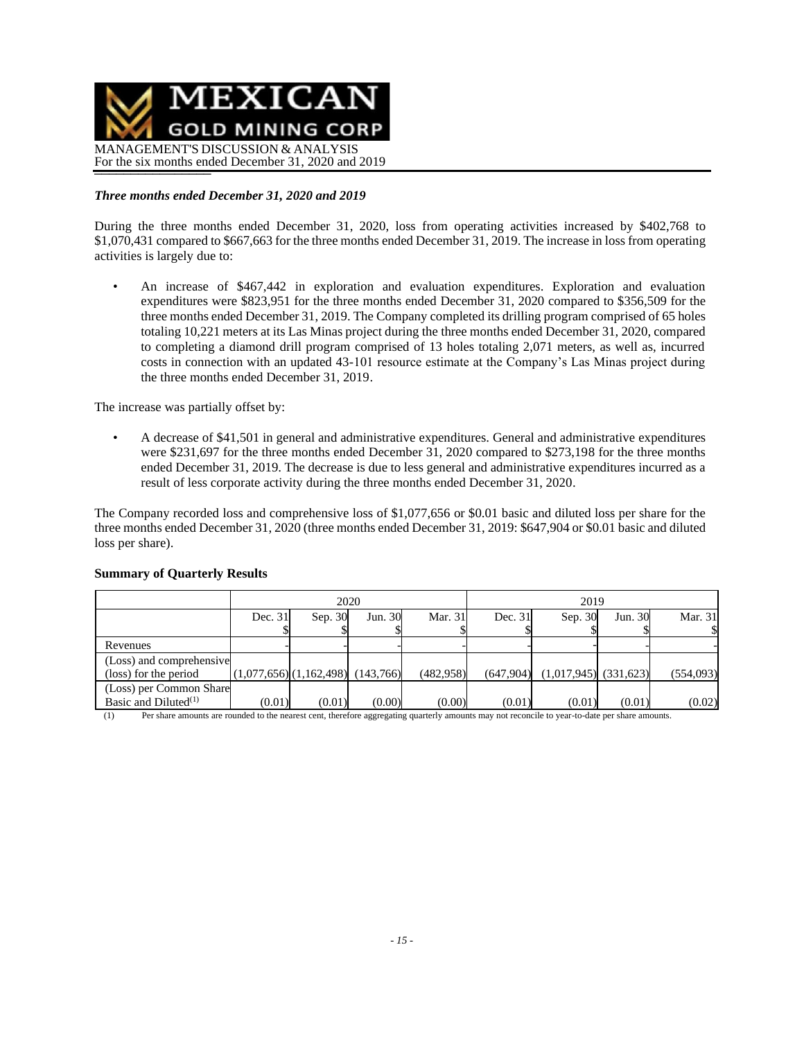*Three months ended December 31, 2020 and 2019*

During the three months ended December 31, 2020, loss from operating activities increased by $402,768 to $1,070,431 compared to $667,663 for the three months ended December 31, 2019. The increase in loss from operating activities is largely due to:

- An increase of $467,442 in exploration and evaluation expenditures. Exploration and evaluation expenditures were $823,951 for the three months ended December 31, 2020 compared to $356,509 for the three months ended December 31, 2019. The Company completed its drilling program comprised of 65 holes totaling 10,221 meters at its Las Minas project during the three months ended December 31, 2020, compared to completing a diamond drill program comprised of 13 holes totaling 2,071 meters, as well as, incurred costs in connection with an updated 43-101 resource estimate at the Company's Las Minas project during the three months ended December 31, 2019.

The increase was partially offset by:

- A decrease of $41,501 in general and administrative expenditures. General and administrative expenditures were $231,697 for the three months ended December 31, 2020 compared to $273,198 for the three months ended December 31, 2019. The decrease is due to less general and administrative expenditures incurred as a result of less corporate activity during the three months ended December 31, 2020.

The Company recorded loss and comprehensive loss of $1,077,656 or $0.01 basic and diluted loss per share for the three months ended December 31, 2020 (three months ended December 31, 2019: $647,904 or $0.01 basic and diluted loss per share).

**Summary of Quarterly Results**

| | 2020 | | | | 2019 | | | |
|---|---|---|---|---|---|---|---|---|
| | Dec. 31<br>$ | Sep. 30<br>$ | Jun. 30<br>$ | Mar. 31<br>$ | Dec. 31<br>$ | Sep. 30<br>$ | Jun. 30<br>$ | Mar. 31<br>$ |
| Revenues | - | - | - | - | - | - | - | - |
| (Loss) and comprehensive (loss) for the period | (1,077,656) | (1,162,498) | (143,766) | (482,958) | (647,904) | (1,017,945) | (331,623) | (554,093) |
| (Loss) per Common Share Basic and Diluted[(1)] | (0.01) | (0.01) | (0.00) | (0.00) | (0.01) | (0.01) | (0.01) | (0.02) |

(1) Per share amounts are rounded to the nearest cent, therefore aggregating quarterly amounts may not reconcile to year-to-date per share amounts.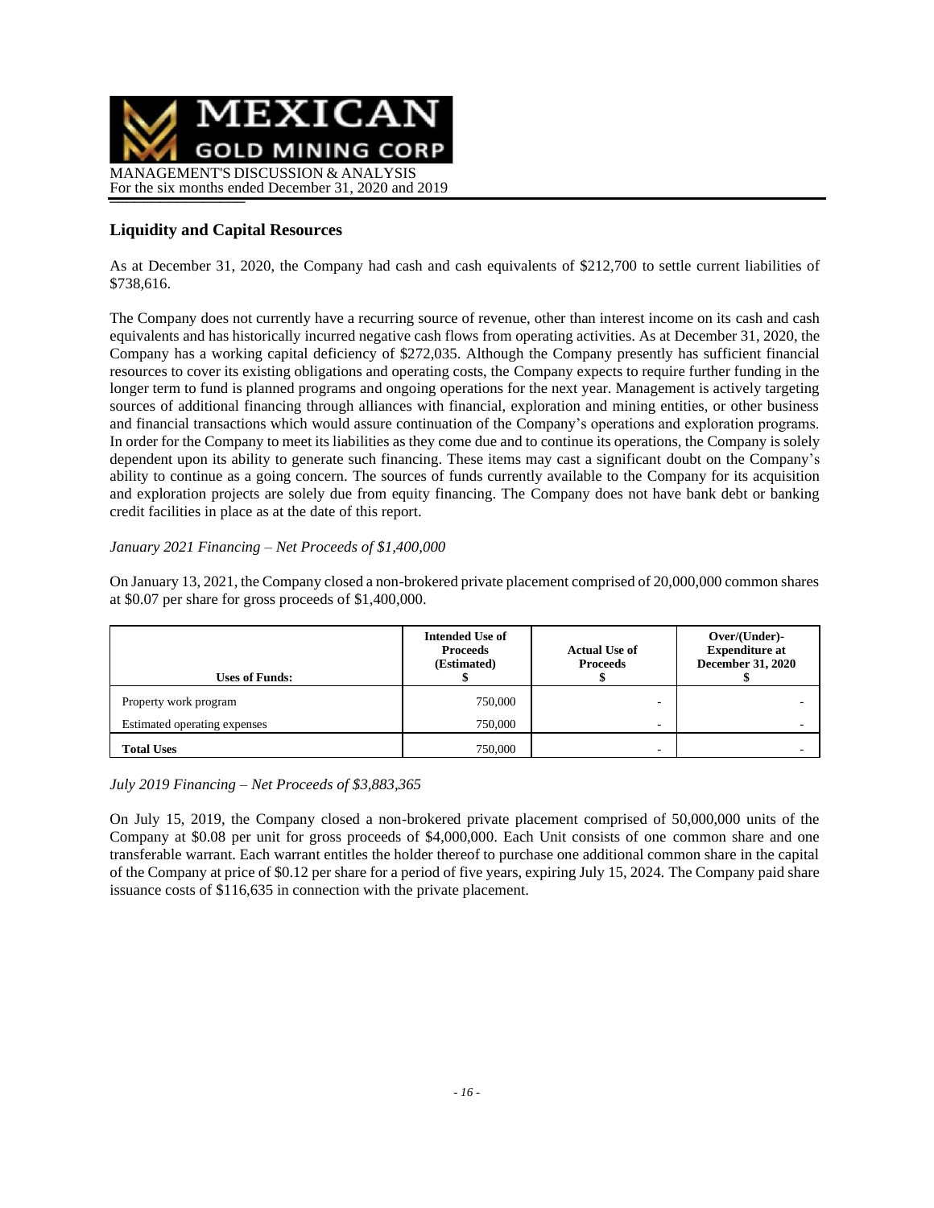## Liquidity and Capital Resources

As at December 31, 2020, the Company had cash and cash equivalents of $212,700 to settle current liabilities of $738,616.

The Company does not currently have a recurring source of revenue, other than interest income on its cash and cash equivalents and has historically incurred negative cash flows from operating activities. As at December 31, 2020, the Company has a working capital deficiency of $272,035. Although the Company presently has sufficient financial resources to cover its existing obligations and operating costs, the Company expects to require further funding in the longer term to fund is planned programs and ongoing operations for the next year. Management is actively targeting sources of additional financing through alliances with financial, exploration and mining entities, or other business and financial transactions which would assure continuation of the Company's operations and exploration programs. In order for the Company to meet its liabilities as they come due and to continue its operations, the Company is solely dependent upon its ability to generate such financing. These items may cast a significant doubt on the Company's ability to continue as a going concern. The sources of funds currently available to the Company for its acquisition and exploration projects are solely due from equity financing. The Company does not have bank debt or banking credit facilities in place as at the date of this report.

*January 2021 Financing – Net Proceeds of $1,400,000*

On January 13, 2021, the Company closed a non-brokered private placement comprised of 20,000,000 common shares at $0.07 per share for gross proceeds of $1,400,000.

| Uses of Funds: | Intended Use of Proceeds (Estimated) $ | Actual Use of Proceeds $ | Over/(Under)-Expenditure at December 31, 2020 $ |
|---|---|---|---|
| Property work program | 750,000 | - | - |
| Estimated operating expenses | 750,000 | - | - |
| **Total Uses** | 750,000 | - | - |

*July 2019 Financing – Net Proceeds of $3,883,365*

On July 15, 2019, the Company closed a non-brokered private placement comprised of 50,000,000 units of the Company at $0.08 per unit for gross proceeds of $4,000,000. Each Unit consists of one common share and one transferable warrant. Each warrant entitles the holder thereof to purchase one additional common share in the capital of the Company at price of $0.12 per share for a period of five years, expiring July 15, 2024. The Company paid share issuance costs of $116,635 in connection with the private placement.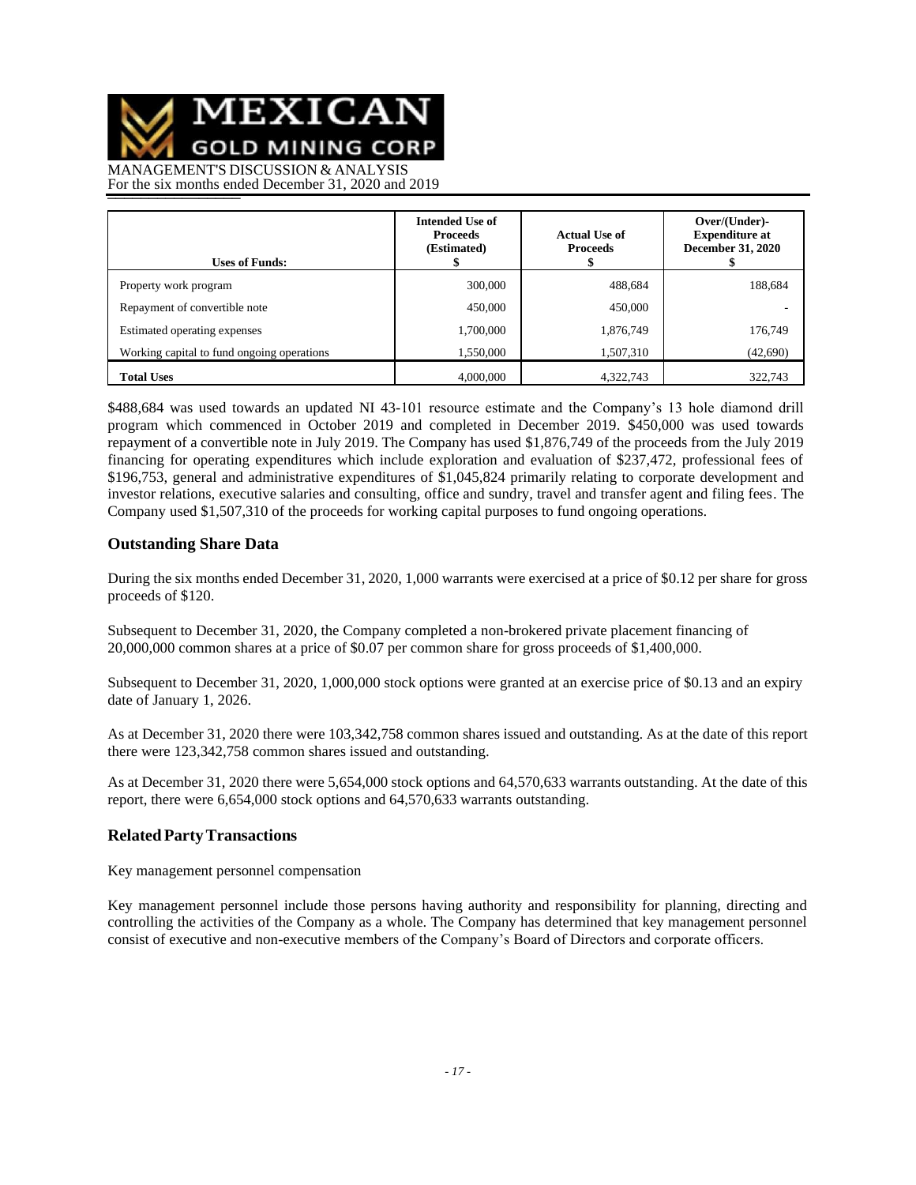| Uses of Funds: | Intended Use of Proceeds (Estimated) $ | Actual Use of Proceeds $ | Over/(Under)-Expenditure at December 31, 2020 $ |
|---|---|---|---|
| Property work program | 300,000 | 488,684 | 188,684 |
| Repayment of convertible note | 450,000 | 450,000 | - |
| Estimated operating expenses | 1,700,000 | 1,876,749 | 176,749 |
| Working capital to fund ongoing operations | 1,550,000 | 1,507,310 | (42,690) |
| **Total Uses** | 4,000,000 | 4,322,743 | 322,743 |

$488,684 was used towards an updated NI 43-101 resource estimate and the Company's 13 hole diamond drill program which commenced in October 2019 and completed in December 2019. $450,000 was used towards repayment of a convertible note in July 2019. The Company has used $1,876,749 of the proceeds from the July 2019 financing for operating expenditures which include exploration and evaluation of $237,472, professional fees of $196,753, general and administrative expenditures of $1,045,824 primarily relating to corporate development and investor relations, executive salaries and consulting, office and sundry, travel and transfer agent and filing fees. The Company used $1,507,310 of the proceeds for working capital purposes to fund ongoing operations.

## Outstanding Share Data

During the six months ended December 31, 2020, 1,000 warrants were exercised at a price of $0.12 per share for gross proceeds of $120.

Subsequent to December 31, 2020, the Company completed a non-brokered private placement financing of 20,000,000 common shares at a price of $0.07 per common share for gross proceeds of $1,400,000.

Subsequent to December 31, 2020, 1,000,000 stock options were granted at an exercise price of $0.13 and an expiry date of January 1, 2026.

As at December 31, 2020 there were 103,342,758 common shares issued and outstanding. As at the date of this report there were 123,342,758 common shares issued and outstanding.

As at December 31, 2020 there were 5,654,000 stock options and 64,570,633 warrants outstanding. At the date of this report, there were 6,654,000 stock options and 64,570,633 warrants outstanding.

## Related Party Transactions

Key management personnel compensation

Key management personnel include those persons having authority and responsibility for planning, directing and controlling the activities of the Company as a whole. The Company has determined that key management personnel consist of executive and non-executive members of the Company's Board of Directors and corporate officers.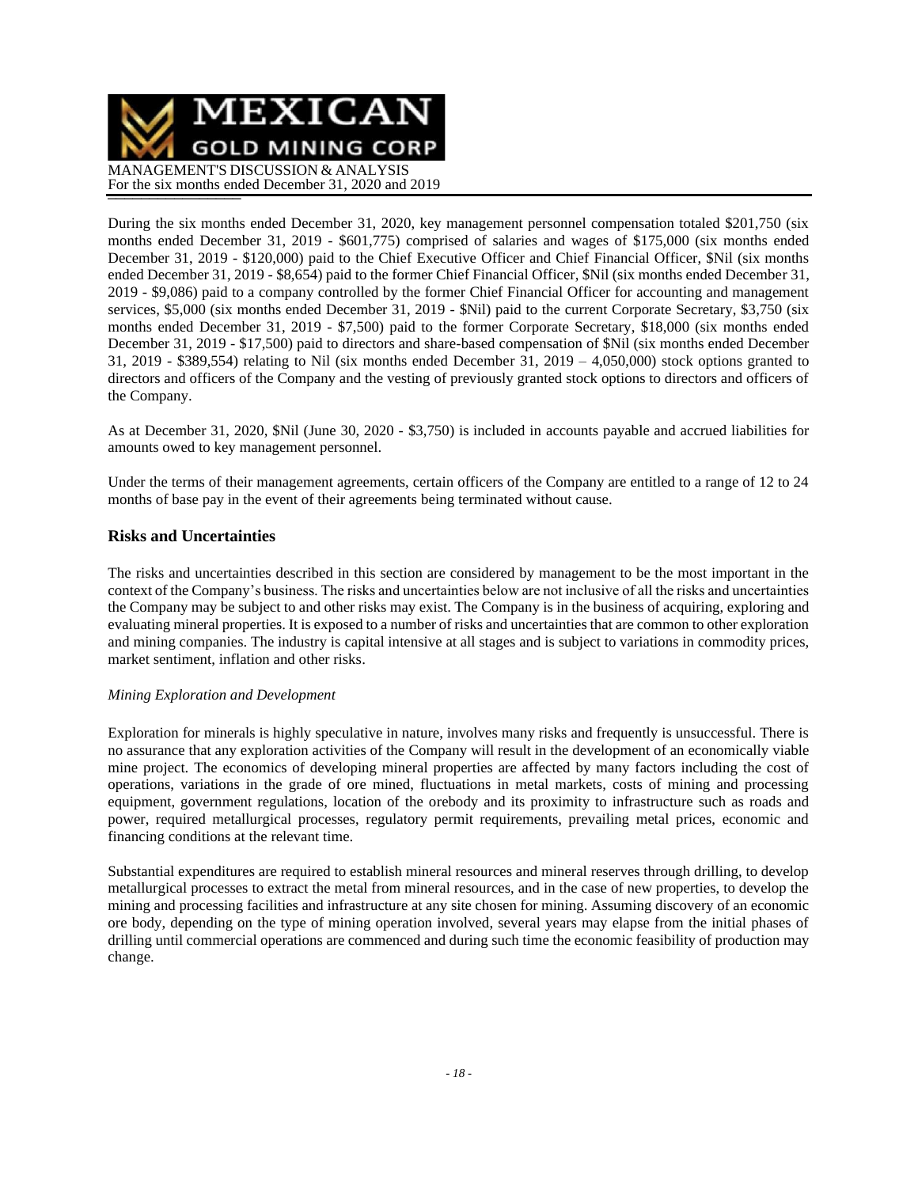During the six months ended December 31, 2020, key management personnel compensation totaled $201,750 (six months ended December 31, 2019 - $601,775) comprised of salaries and wages of $175,000 (six months ended December 31, 2019 - $120,000) paid to the Chief Executive Officer and Chief Financial Officer, $Nil (six months ended December 31, 2019 - $8,654) paid to the former Chief Financial Officer, $Nil (six months ended December 31, 2019 - $9,086) paid to a company controlled by the former Chief Financial Officer for accounting and management services, $5,000 (six months ended December 31, 2019 - $Nil) paid to the current Corporate Secretary, $3,750 (six months ended December 31, 2019 - $7,500) paid to the former Corporate Secretary, $18,000 (six months ended December 31, 2019 - $17,500) paid to directors and share-based compensation of $Nil (six months ended December 31, 2019 - $389,554) relating to Nil (six months ended December 31, 2019 – 4,050,000) stock options granted to directors and officers of the Company and the vesting of previously granted stock options to directors and officers of the Company.

As at December 31, 2020, $Nil (June 30, 2020 - $3,750) is included in accounts payable and accrued liabilities for amounts owed to key management personnel.

Under the terms of their management agreements, certain officers of the Company are entitled to a range of 12 to 24 months of base pay in the event of their agreements being terminated without cause.

## Risks and Uncertainties

The risks and uncertainties described in this section are considered by management to be the most important in the context of the Company's business. The risks and uncertainties below are not inclusive of all the risks and uncertainties the Company may be subject to and other risks may exist. The Company is in the business of acquiring, exploring and evaluating mineral properties. It is exposed to a number of risks and uncertainties that are common to other exploration and mining companies. The industry is capital intensive at all stages and is subject to variations in commodity prices, market sentiment, inflation and other risks.

*Mining Exploration and Development*

Exploration for minerals is highly speculative in nature, involves many risks and frequently is unsuccessful. There is no assurance that any exploration activities of the Company will result in the development of an economically viable mine project. The economics of developing mineral properties are affected by many factors including the cost of operations, variations in the grade of ore mined, fluctuations in metal markets, costs of mining and processing equipment, government regulations, location of the orebody and its proximity to infrastructure such as roads and power, required metallurgical processes, regulatory permit requirements, prevailing metal prices, economic and financing conditions at the relevant time.

Substantial expenditures are required to establish mineral resources and mineral reserves through drilling, to develop metallurgical processes to extract the metal from mineral resources, and in the case of new properties, to develop the mining and processing facilities and infrastructure at any site chosen for mining. Assuming discovery of an economic ore body, depending on the type of mining operation involved, several years may elapse from the initial phases of drilling until commercial operations are commenced and during such time the economic feasibility of production may change.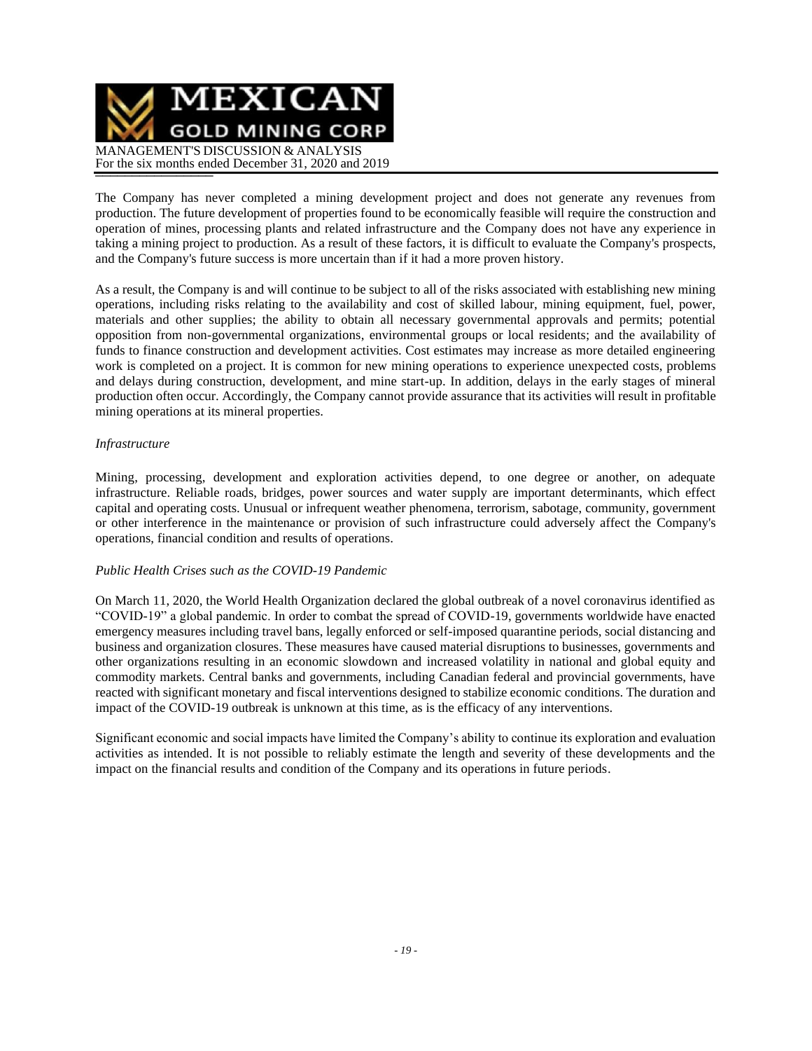The Company has never completed a mining development project and does not generate any revenues from production. The future development of properties found to be economically feasible will require the construction and operation of mines, processing plants and related infrastructure and the Company does not have any experience in taking a mining project to production. As a result of these factors, it is difficult to evaluate the Company's prospects, and the Company's future success is more uncertain than if it had a more proven history.

As a result, the Company is and will continue to be subject to all of the risks associated with establishing new mining operations, including risks relating to the availability and cost of skilled labour, mining equipment, fuel, power, materials and other supplies; the ability to obtain all necessary governmental approvals and permits; potential opposition from non-governmental organizations, environmental groups or local residents; and the availability of funds to finance construction and development activities. Cost estimates may increase as more detailed engineering work is completed on a project. It is common for new mining operations to experience unexpected costs, problems and delays during construction, development, and mine start-up. In addition, delays in the early stages of mineral production often occur. Accordingly, the Company cannot provide assurance that its activities will result in profitable mining operations at its mineral properties.

*Infrastructure*

Mining, processing, development and exploration activities depend, to one degree or another, on adequate infrastructure. Reliable roads, bridges, power sources and water supply are important determinants, which effect capital and operating costs. Unusual or infrequent weather phenomena, terrorism, sabotage, community, government or other interference in the maintenance or provision of such infrastructure could adversely affect the Company's operations, financial condition and results of operations.

*Public Health Crises such as the COVID-19 Pandemic*

On March 11, 2020, the World Health Organization declared the global outbreak of a novel coronavirus identified as "COVID-19" a global pandemic. In order to combat the spread of COVID-19, governments worldwide have enacted emergency measures including travel bans, legally enforced or self-imposed quarantine periods, social distancing and business and organization closures. These measures have caused material disruptions to businesses, governments and other organizations resulting in an economic slowdown and increased volatility in national and global equity and commodity markets. Central banks and governments, including Canadian federal and provincial governments, have reacted with significant monetary and fiscal interventions designed to stabilize economic conditions. The duration and impact of the COVID-19 outbreak is unknown at this time, as is the efficacy of any interventions.

Significant economic and social impacts have limited the Company's ability to continue its exploration and evaluation activities as intended. It is not possible to reliably estimate the length and severity of these developments and the impact on the financial results and condition of the Company and its operations in future periods.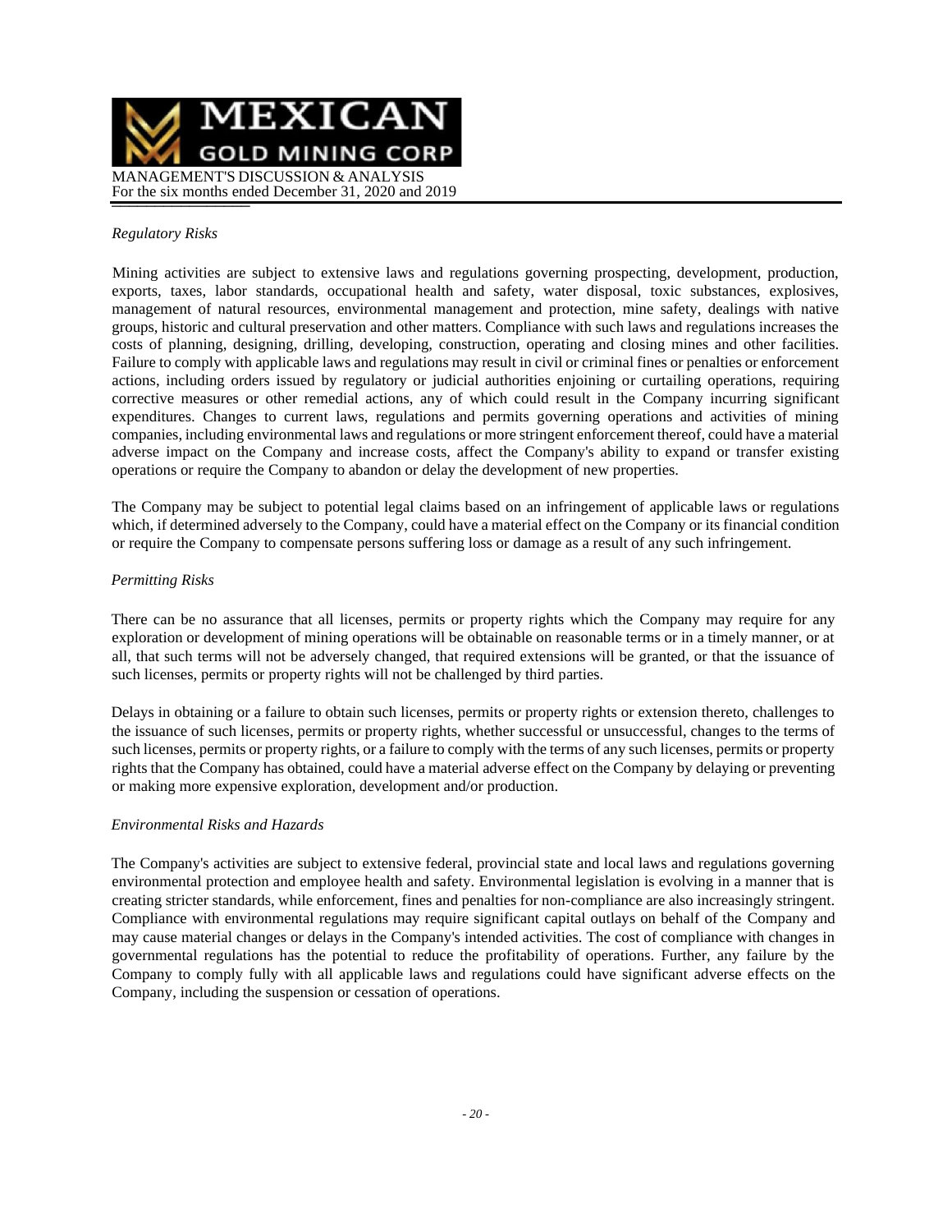*Regulatory Risks*

Mining activities are subject to extensive laws and regulations governing prospecting, development, production, exports, taxes, labor standards, occupational health and safety, water disposal, toxic substances, explosives, management of natural resources, environmental management and protection, mine safety, dealings with native groups, historic and cultural preservation and other matters. Compliance with such laws and regulations increases the costs of planning, designing, drilling, developing, construction, operating and closing mines and other facilities. Failure to comply with applicable laws and regulations may result in civil or criminal fines or penalties or enforcement actions, including orders issued by regulatory or judicial authorities enjoining or curtailing operations, requiring corrective measures or other remedial actions, any of which could result in the Company incurring significant expenditures. Changes to current laws, regulations and permits governing operations and activities of mining companies, including environmental laws and regulations or more stringent enforcement thereof, could have a material adverse impact on the Company and increase costs, affect the Company's ability to expand or transfer existing operations or require the Company to abandon or delay the development of new properties.

The Company may be subject to potential legal claims based on an infringement of applicable laws or regulations which, if determined adversely to the Company, could have a material effect on the Company or its financial condition or require the Company to compensate persons suffering loss or damage as a result of any such infringement.

*Permitting Risks*

There can be no assurance that all licenses, permits or property rights which the Company may require for any exploration or development of mining operations will be obtainable on reasonable terms or in a timely manner, or at all, that such terms will not be adversely changed, that required extensions will be granted, or that the issuance of such licenses, permits or property rights will not be challenged by third parties.

Delays in obtaining or a failure to obtain such licenses, permits or property rights or extension thereto, challenges to the issuance of such licenses, permits or property rights, whether successful or unsuccessful, changes to the terms of such licenses, permits or property rights, or a failure to comply with the terms of any such licenses, permits or property rights that the Company has obtained, could have a material adverse effect on the Company by delaying or preventing or making more expensive exploration, development and/or production.

*Environmental Risks and Hazards*

The Company's activities are subject to extensive federal, provincial state and local laws and regulations governing environmental protection and employee health and safety. Environmental legislation is evolving in a manner that is creating stricter standards, while enforcement, fines and penalties for non-compliance are also increasingly stringent. Compliance with environmental regulations may require significant capital outlays on behalf of the Company and may cause material changes or delays in the Company's intended activities. The cost of compliance with changes in governmental regulations has the potential to reduce the profitability of operations. Further, any failure by the Company to comply fully with all applicable laws and regulations could have significant adverse effects on the Company, including the suspension or cessation of operations.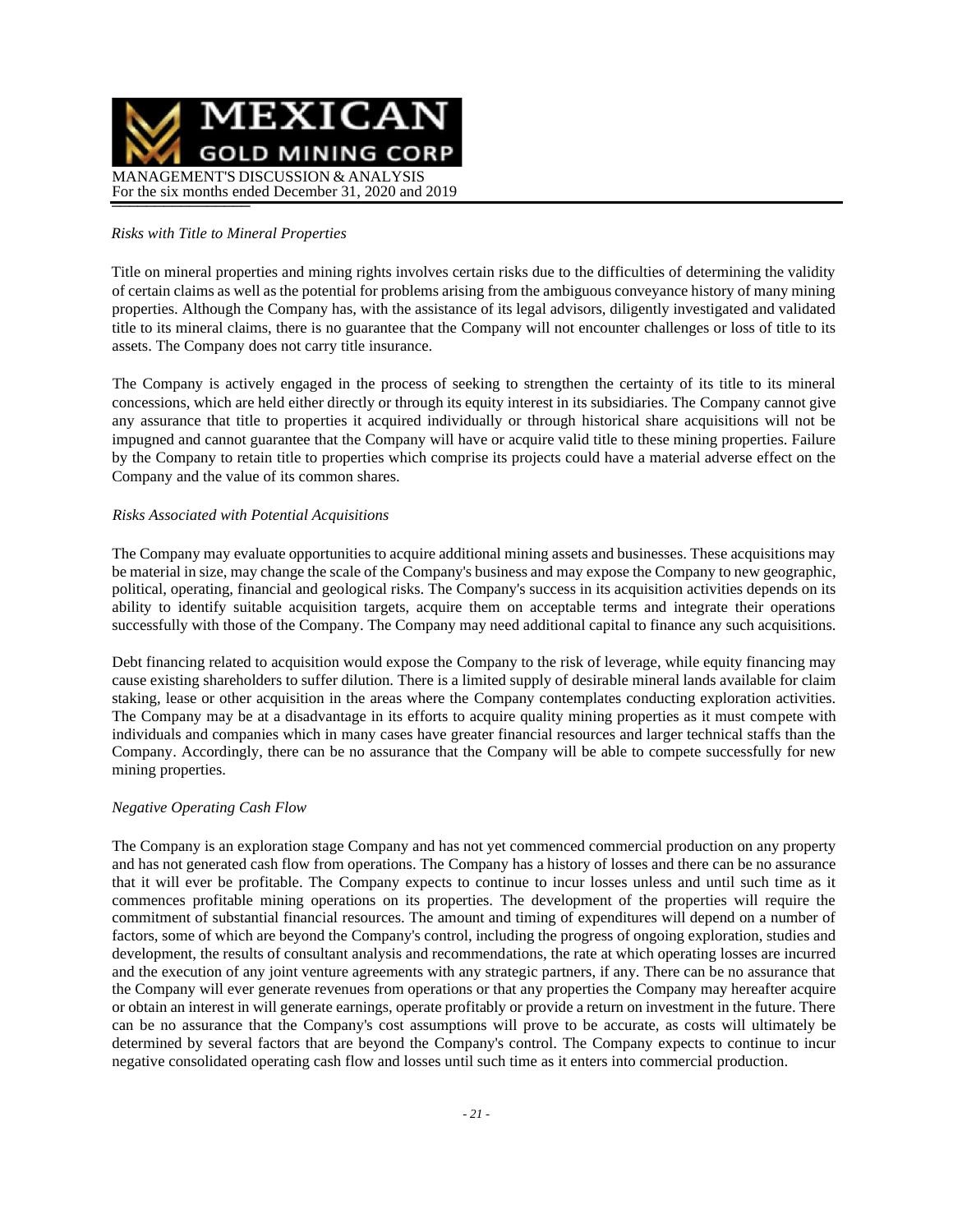*Risks with Title to Mineral Properties*

Title on mineral properties and mining rights involves certain risks due to the difficulties of determining the validity of certain claims as well as the potential for problems arising from the ambiguous conveyance history of many mining properties. Although the Company has, with the assistance of its legal advisors, diligently investigated and validated title to its mineral claims, there is no guarantee that the Company will not encounter challenges or loss of title to its assets. The Company does not carry title insurance.

The Company is actively engaged in the process of seeking to strengthen the certainty of its title to its mineral concessions, which are held either directly or through its equity interest in its subsidiaries. The Company cannot give any assurance that title to properties it acquired individually or through historical share acquisitions will not be impugned and cannot guarantee that the Company will have or acquire valid title to these mining properties. Failure by the Company to retain title to properties which comprise its projects could have a material adverse effect on the Company and the value of its common shares.

*Risks Associated with Potential Acquisitions*

The Company may evaluate opportunities to acquire additional mining assets and businesses. These acquisitions may be material in size, may change the scale of the Company's business and may expose the Company to new geographic, political, operating, financial and geological risks. The Company's success in its acquisition activities depends on its ability to identify suitable acquisition targets, acquire them on acceptable terms and integrate their operations successfully with those of the Company. The Company may need additional capital to finance any such acquisitions.

Debt financing related to acquisition would expose the Company to the risk of leverage, while equity financing may cause existing shareholders to suffer dilution. There is a limited supply of desirable mineral lands available for claim staking, lease or other acquisition in the areas where the Company contemplates conducting exploration activities. The Company may be at a disadvantage in its efforts to acquire quality mining properties as it must compete with individuals and companies which in many cases have greater financial resources and larger technical staffs than the Company. Accordingly, there can be no assurance that the Company will be able to compete successfully for new mining properties.

*Negative Operating Cash Flow*

The Company is an exploration stage Company and has not yet commenced commercial production on any property and has not generated cash flow from operations. The Company has a history of losses and there can be no assurance that it will ever be profitable. The Company expects to continue to incur losses unless and until such time as it commences profitable mining operations on its properties. The development of the properties will require the commitment of substantial financial resources. The amount and timing of expenditures will depend on a number of factors, some of which are beyond the Company's control, including the progress of ongoing exploration, studies and development, the results of consultant analysis and recommendations, the rate at which operating losses are incurred and the execution of any joint venture agreements with any strategic partners, if any. There can be no assurance that the Company will ever generate revenues from operations or that any properties the Company may hereafter acquire or obtain an interest in will generate earnings, operate profitably or provide a return on investment in the future. There can be no assurance that the Company's cost assumptions will prove to be accurate, as costs will ultimately be determined by several factors that are beyond the Company's control. The Company expects to continue to incur negative consolidated operating cash flow and losses until such time as it enters into commercial production.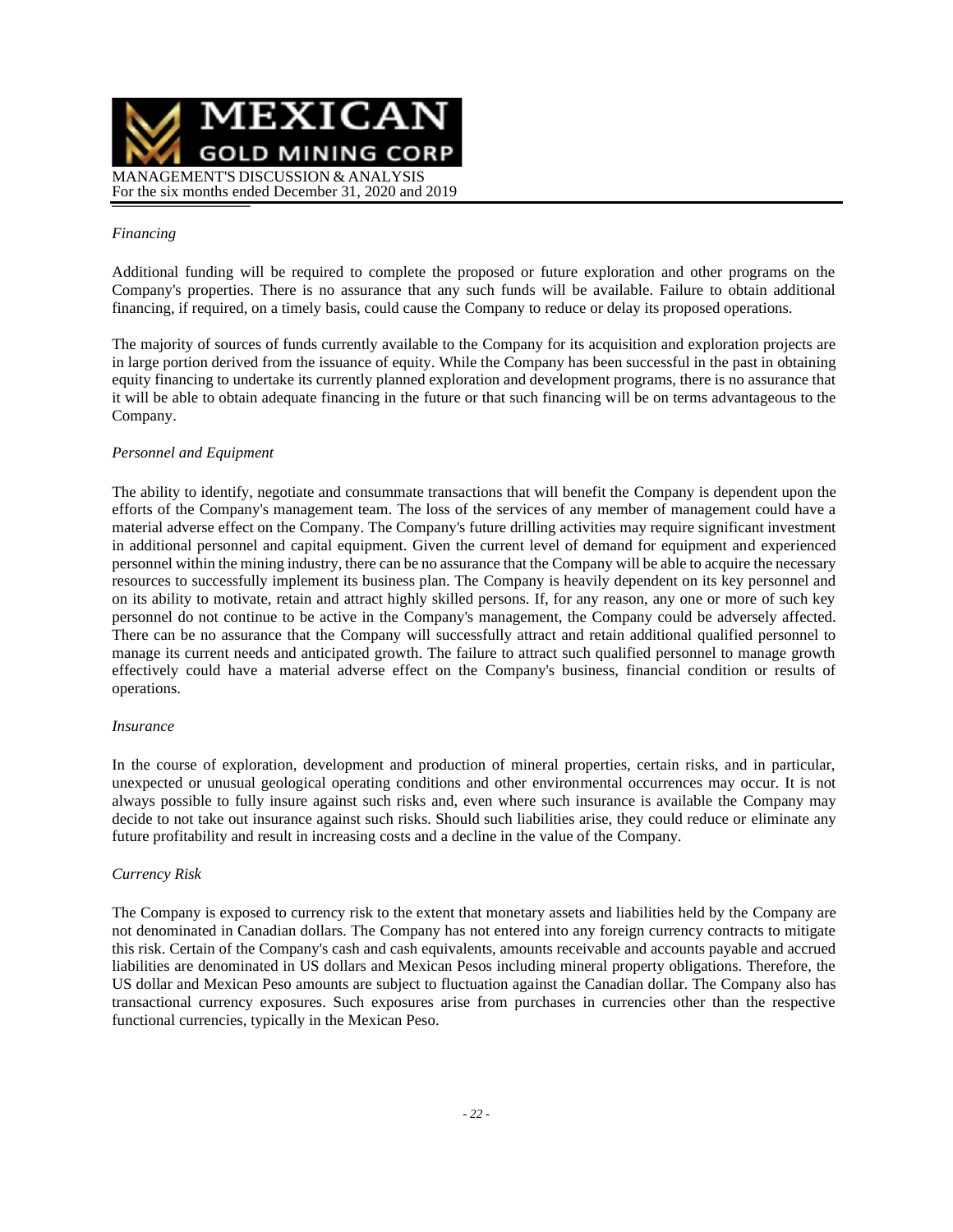*Financing*

Additional funding will be required to complete the proposed or future exploration and other programs on the Company's properties. There is no assurance that any such funds will be available. Failure to obtain additional financing, if required, on a timely basis, could cause the Company to reduce or delay its proposed operations.

The majority of sources of funds currently available to the Company for its acquisition and exploration projects are in large portion derived from the issuance of equity. While the Company has been successful in the past in obtaining equity financing to undertake its currently planned exploration and development programs, there is no assurance that it will be able to obtain adequate financing in the future or that such financing will be on terms advantageous to the Company.

*Personnel and Equipment*

The ability to identify, negotiate and consummate transactions that will benefit the Company is dependent upon the efforts of the Company's management team. The loss of the services of any member of management could have a material adverse effect on the Company. The Company's future drilling activities may require significant investment in additional personnel and capital equipment. Given the current level of demand for equipment and experienced personnel within the mining industry, there can be no assurance that the Company will be able to acquire the necessary resources to successfully implement its business plan. The Company is heavily dependent on its key personnel and on its ability to motivate, retain and attract highly skilled persons. If, for any reason, any one or more of such key personnel do not continue to be active in the Company's management, the Company could be adversely affected. There can be no assurance that the Company will successfully attract and retain additional qualified personnel to manage its current needs and anticipated growth. The failure to attract such qualified personnel to manage growth effectively could have a material adverse effect on the Company's business, financial condition or results of operations.

*Insurance*

In the course of exploration, development and production of mineral properties, certain risks, and in particular, unexpected or unusual geological operating conditions and other environmental occurrences may occur. It is not always possible to fully insure against such risks and, even where such insurance is available the Company may decide to not take out insurance against such risks. Should such liabilities arise, they could reduce or eliminate any future profitability and result in increasing costs and a decline in the value of the Company.

*Currency Risk*

The Company is exposed to currency risk to the extent that monetary assets and liabilities held by the Company are not denominated in Canadian dollars. The Company has not entered into any foreign currency contracts to mitigate this risk. Certain of the Company's cash and cash equivalents, amounts receivable and accounts payable and accrued liabilities are denominated in US dollars and Mexican Pesos including mineral property obligations. Therefore, the US dollar and Mexican Peso amounts are subject to fluctuation against the Canadian dollar. The Company also has transactional currency exposures. Such exposures arise from purchases in currencies other than the respective functional currencies, typically in the Mexican Peso.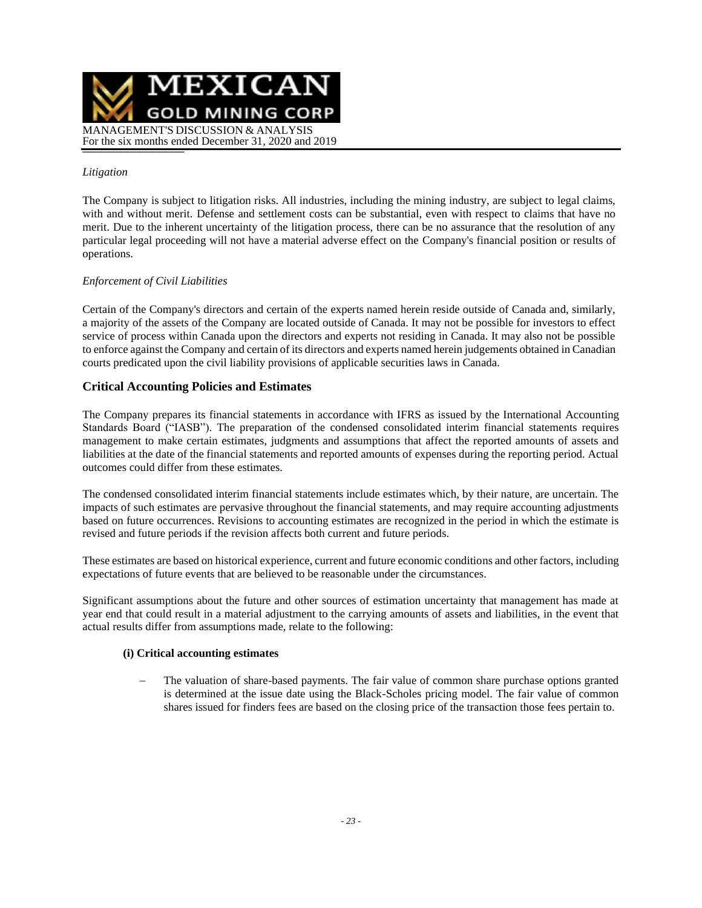*Litigation*

The Company is subject to litigation risks. All industries, including the mining industry, are subject to legal claims, with and without merit. Defense and settlement costs can be substantial, even with respect to claims that have no merit. Due to the inherent uncertainty of the litigation process, there can be no assurance that the resolution of any particular legal proceeding will not have a material adverse effect on the Company's financial position or results of operations.

*Enforcement of Civil Liabilities*

Certain of the Company's directors and certain of the experts named herein reside outside of Canada and, similarly, a majority of the assets of the Company are located outside of Canada. It may not be possible for investors to effect service of process within Canada upon the directors and experts not residing in Canada. It may also not be possible to enforce against the Company and certain of its directors and experts named herein judgements obtained in Canadian courts predicated upon the civil liability provisions of applicable securities laws in Canada.

## Critical Accounting Policies and Estimates

The Company prepares its financial statements in accordance with IFRS as issued by the International Accounting Standards Board ("IASB"). The preparation of the condensed consolidated interim financial statements requires management to make certain estimates, judgments and assumptions that affect the reported amounts of assets and liabilities at the date of the financial statements and reported amounts of expenses during the reporting period. Actual outcomes could differ from these estimates.

The condensed consolidated interim financial statements include estimates which, by their nature, are uncertain. The impacts of such estimates are pervasive throughout the financial statements, and may require accounting adjustments based on future occurrences. Revisions to accounting estimates are recognized in the period in which the estimate is revised and future periods if the revision affects both current and future periods.

These estimates are based on historical experience, current and future economic conditions and other factors, including expectations of future events that are believed to be reasonable under the circumstances.

Significant assumptions about the future and other sources of estimation uncertainty that management has made at year end that could result in a material adjustment to the carrying amounts of assets and liabilities, in the event that actual results differ from assumptions made, relate to the following:

**(i) Critical accounting estimates**

- The valuation of share-based payments. The fair value of common share purchase options granted is determined at the issue date using the Black-Scholes pricing model. The fair value of common shares issued for finders fees are based on the closing price of the transaction those fees pertain to.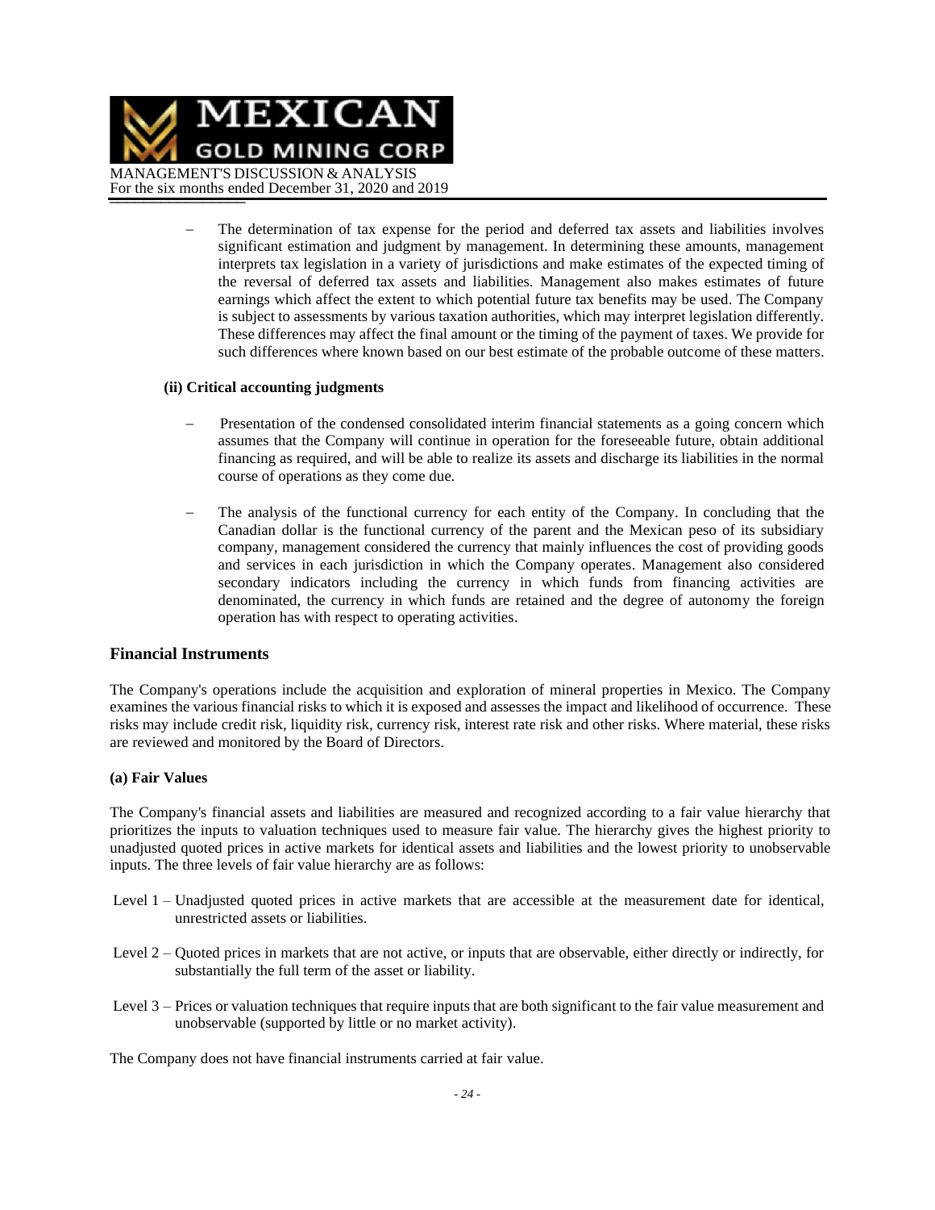- The determination of tax expense for the period and deferred tax assets and liabilities involves significant estimation and judgment by management. In determining these amounts, management interprets tax legislation in a variety of jurisdictions and make estimates of the expected timing of the reversal of deferred tax assets and liabilities. Management also makes estimates of future earnings which affect the extent to which potential future tax benefits may be used. The Company is subject to assessments by various taxation authorities, which may interpret legislation differently. These differences may affect the final amount or the timing of the payment of taxes. We provide for such differences where known based on our best estimate of the probable outcome of these matters.

**(ii) Critical accounting judgments**

- Presentation of the condensed consolidated interim financial statements as a going concern which assumes that the Company will continue in operation for the foreseeable future, obtain additional financing as required, and will be able to realize its assets and discharge its liabilities in the normal course of operations as they come due.

- The analysis of the functional currency for each entity of the Company. In concluding that the Canadian dollar is the functional currency of the parent and the Mexican peso of its subsidiary company, management considered the currency that mainly influences the cost of providing goods and services in each jurisdiction in which the Company operates. Management also considered secondary indicators including the currency in which funds from financing activities are denominated, the currency in which funds are retained and the degree of autonomy the foreign operation has with respect to operating activities.

## Financial Instruments

The Company's operations include the acquisition and exploration of mineral properties in Mexico. The Company examines the various financial risks to which it is exposed and assesses the impact and likelihood of occurrence. These risks may include credit risk, liquidity risk, currency risk, interest rate risk and other risks. Where material, these risks are reviewed and monitored by the Board of Directors.

**(a) Fair Values**

The Company's financial assets and liabilities are measured and recognized according to a fair value hierarchy that prioritizes the inputs to valuation techniques used to measure fair value. The hierarchy gives the highest priority to unadjusted quoted prices in active markets for identical assets and liabilities and the lowest priority to unobservable inputs. The three levels of fair value hierarchy are as follows:

Level 1 – Unadjusted quoted prices in active markets that are accessible at the measurement date for identical, unrestricted assets or liabilities.

Level 2 – Quoted prices in markets that are not active, or inputs that are observable, either directly or indirectly, for substantially the full term of the asset or liability.

Level 3 – Prices or valuation techniques that require inputs that are both significant to the fair value measurement and unobservable (supported by little or no market activity).

The Company does not have financial instruments carried at fair value.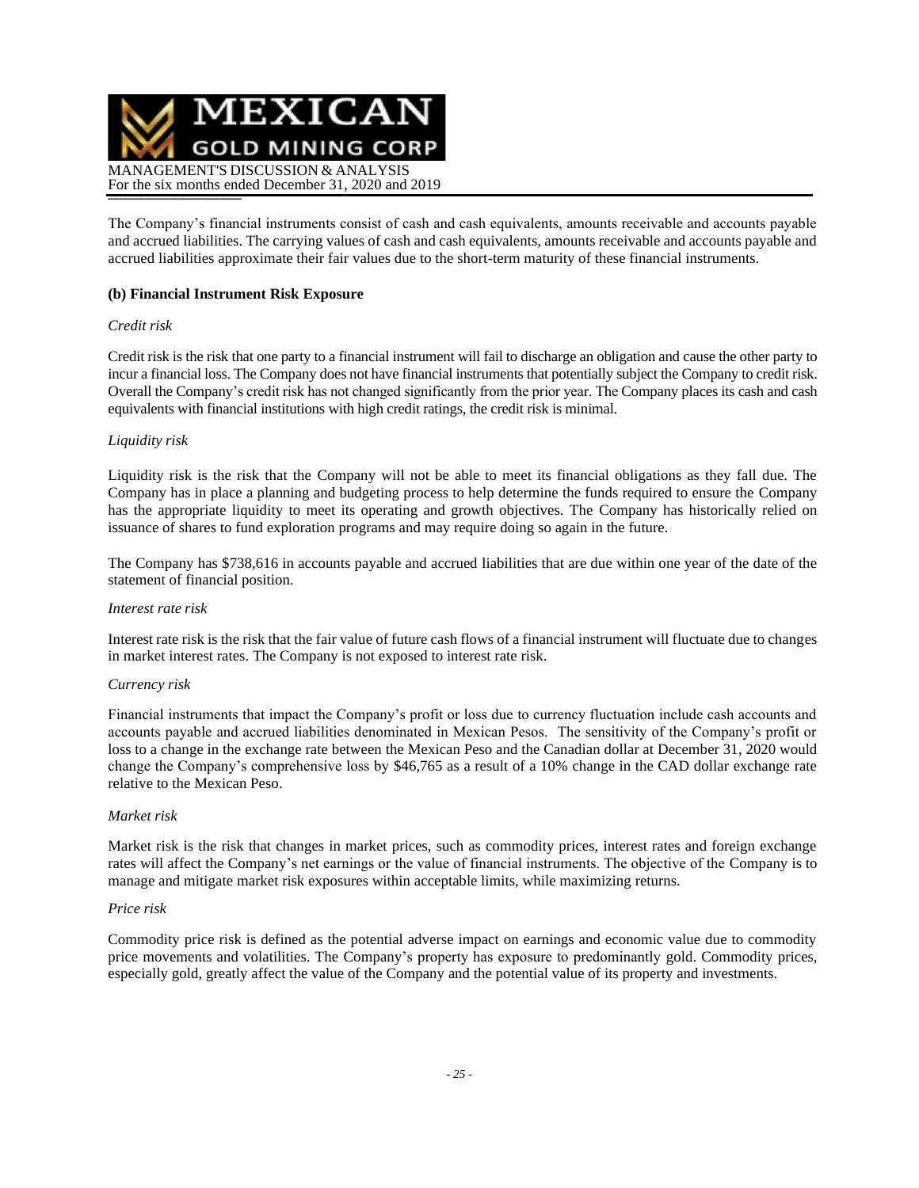The Company's financial instruments consist of cash and cash equivalents, amounts receivable and accounts payable and accrued liabilities. The carrying values of cash and cash equivalents, amounts receivable and accounts payable and accrued liabilities approximate their fair values due to the short-term maturity of these financial instruments.

**(b) Financial Instrument Risk Exposure**

*Credit risk*

Credit risk is the risk that one party to a financial instrument will fail to discharge an obligation and cause the other party to incur a financial loss. The Company does not have financial instruments that potentially subject the Company to credit risk. Overall the Company's credit risk has not changed significantly from the prior year. The Company places its cash and cash equivalents with financial institutions with high credit ratings, the credit risk is minimal.

*Liquidity risk*

Liquidity risk is the risk that the Company will not be able to meet its financial obligations as they fall due. The Company has in place a planning and budgeting process to help determine the funds required to ensure the Company has the appropriate liquidity to meet its operating and growth objectives. The Company has historically relied on issuance of shares to fund exploration programs and may require doing so again in the future.

The Company has $738,616 in accounts payable and accrued liabilities that are due within one year of the date of the statement of financial position.

*Interest rate risk*

Interest rate risk is the risk that the fair value of future cash flows of a financial instrument will fluctuate due to changes in market interest rates. The Company is not exposed to interest rate risk.

*Currency risk*

Financial instruments that impact the Company's profit or loss due to currency fluctuation include cash accounts and accounts payable and accrued liabilities denominated in Mexican Pesos. The sensitivity of the Company's profit or loss to a change in the exchange rate between the Mexican Peso and the Canadian dollar at December 31, 2020 would change the Company's comprehensive loss by $46,765 as a result of a 10% change in the CAD dollar exchange rate relative to the Mexican Peso.

*Market risk*

Market risk is the risk that changes in market prices, such as commodity prices, interest rates and foreign exchange rates will affect the Company's net earnings or the value of financial instruments. The objective of the Company is to manage and mitigate market risk exposures within acceptable limits, while maximizing returns.

*Price risk*

Commodity price risk is defined as the potential adverse impact on earnings and economic value due to commodity price movements and volatilities. The Company's property has exposure to predominantly gold. Commodity prices, especially gold, greatly affect the value of the Company and the potential value of its property and investments.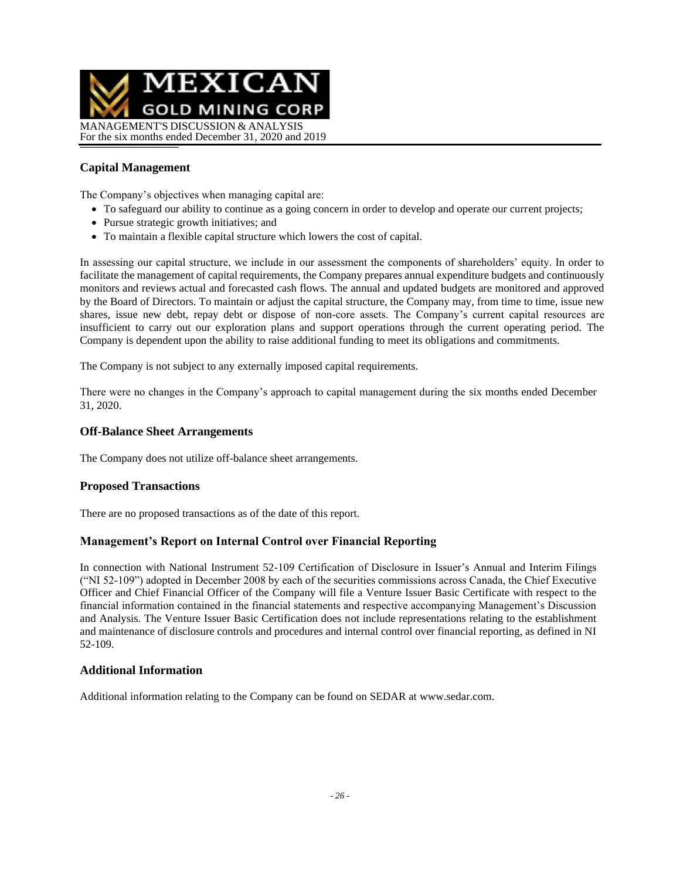## Capital Management

The Company's objectives when managing capital are:

- To safeguard our ability to continue as a going concern in order to develop and operate our current projects;
- Pursue strategic growth initiatives; and
- To maintain a flexible capital structure which lowers the cost of capital.

In assessing our capital structure, we include in our assessment the components of shareholders' equity. In order to facilitate the management of capital requirements, the Company prepares annual expenditure budgets and continuously monitors and reviews actual and forecasted cash flows. The annual and updated budgets are monitored and approved by the Board of Directors. To maintain or adjust the capital structure, the Company may, from time to time, issue new shares, issue new debt, repay debt or dispose of non-core assets. The Company's current capital resources are insufficient to carry out our exploration plans and support operations through the current operating period. The Company is dependent upon the ability to raise additional funding to meet its obligations and commitments.

The Company is not subject to any externally imposed capital requirements.

There were no changes in the Company's approach to capital management during the six months ended December 31, 2020.

## Off-Balance Sheet Arrangements

The Company does not utilize off-balance sheet arrangements.

## Proposed Transactions

There are no proposed transactions as of the date of this report.

## Management's Report on Internal Control over Financial Reporting

In connection with National Instrument 52-109 Certification of Disclosure in Issuer's Annual and Interim Filings ("NI 52-109") adopted in December 2008 by each of the securities commissions across Canada, the Chief Executive Officer and Chief Financial Officer of the Company will file a Venture Issuer Basic Certificate with respect to the financial information contained in the financial statements and respective accompanying Management's Discussion and Analysis. The Venture Issuer Basic Certification does not include representations relating to the establishment and maintenance of disclosure controls and procedures and internal control over financial reporting, as defined in NI 52-109.

## Additional Information

Additional information relating to the Company can be found on SEDAR at www.sedar.com.